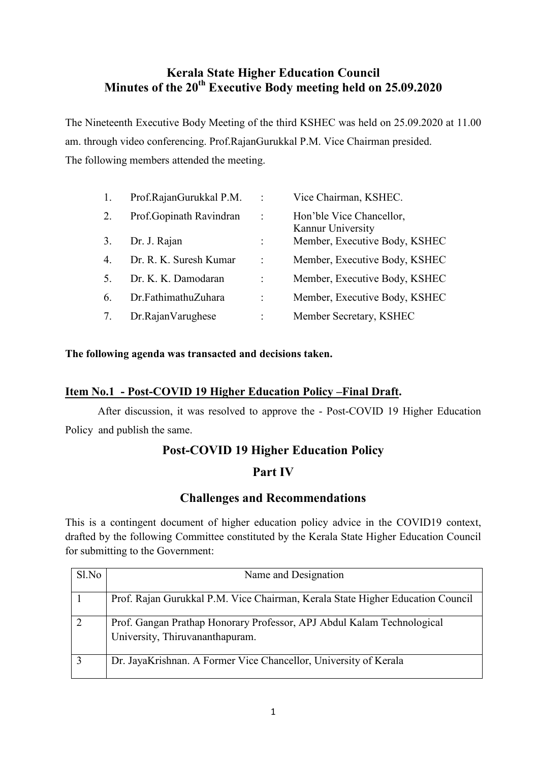# Kerala State Higher Education Council
# Minutes of the 20th Executive Body meeting held on 25.09.2020

The Nineteenth Executive Body Meeting of the third KSHEC was held on 25.09.2020 at 11.00 am. through video conferencing. Prof.RajanGurukkal P.M. Vice Chairman presided.
The following members attended the meeting.

| | | | |
|---|---|---|---|
| 1. | Prof.RajanGurukkal P.M. | : | Vice Chairman, KSHEC. |
| 2. | Prof.Gopinath Ravindran | : | Hon'ble Vice Chancellor, Kannur University |
| 3. | Dr. J. Rajan | : | Member, Executive Body, KSHEC |
| 4. | Dr. R. K. Suresh Kumar | : | Member, Executive Body, KSHEC |
| 5. | Dr. K. K. Damodaran | : | Member, Executive Body, KSHEC |
| 6. | Dr.FathimathuZuhara | : | Member, Executive Body, KSHEC |
| 7. | Dr.RajanVarughese | : | Member Secretary, KSHEC |

**The following agenda was transacted and decisions taken.**

**Item No.1 - Post-COVID 19 Higher Education Policy –Final Draft.**

After discussion, it was resolved to approve the - Post-COVID 19 Higher Education Policy and publish the same.

## Post-COVID 19 Higher Education Policy

## Part IV

## Challenges and Recommendations

This is a contingent document of higher education policy advice in the COVID19 context, drafted by the following Committee constituted by the Kerala State Higher Education Council for submitting to the Government:

| Sl.No | Name and Designation |
|---|---|
| 1 | Prof. Rajan Gurukkal P.M. Vice Chairman, Kerala State Higher Education Council |
| 2 | Prof. Gangan Prathap Honorary Professor, APJ Abdul Kalam Technological University, Thiruvananthapuram. |
| 3 | Dr. JayaKrishnan. A Former Vice Chancellor, University of Kerala |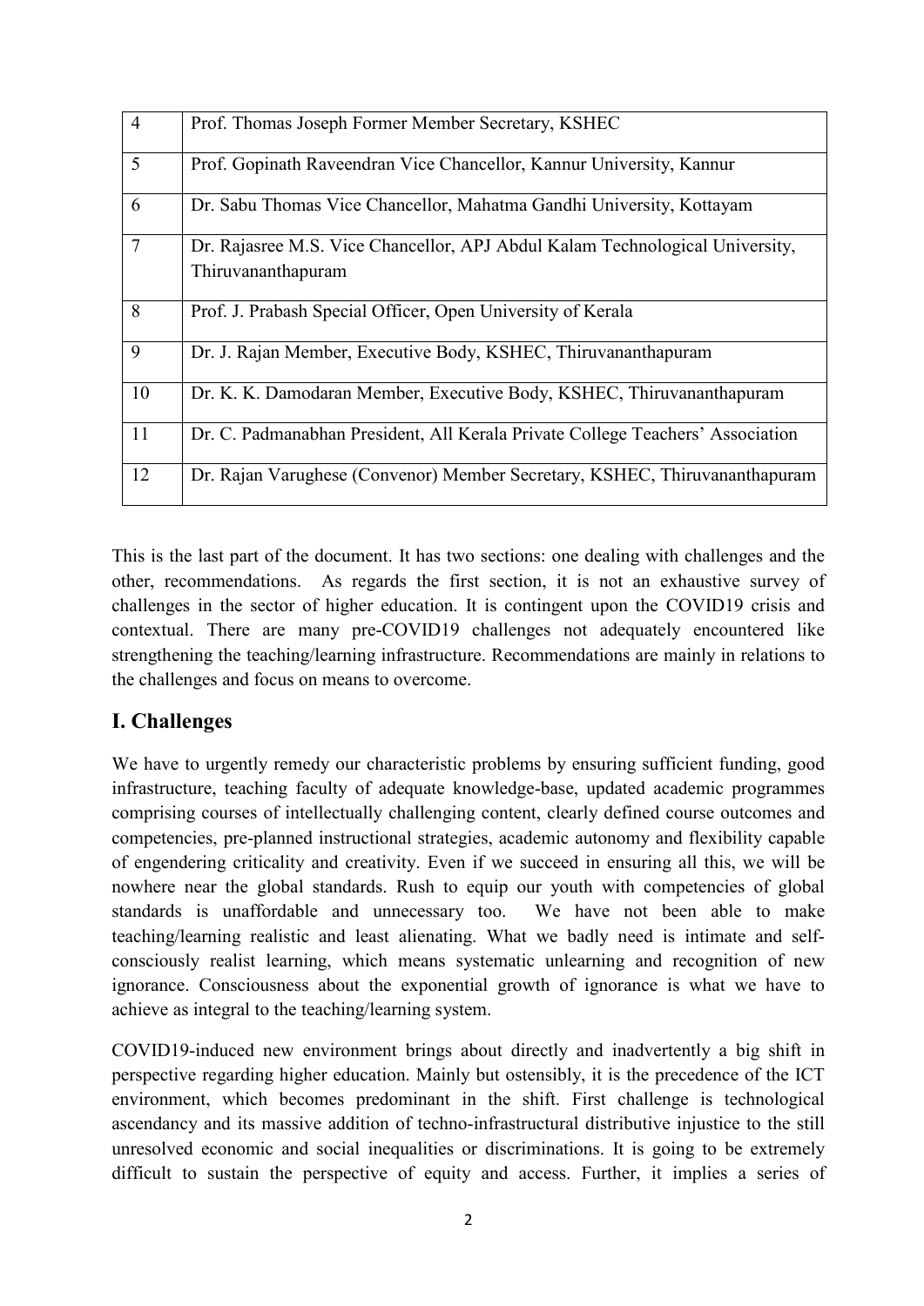| 4 | Prof. Thomas Joseph Former Member Secretary, KSHEC |
|---|---|
| 5 | Prof. Gopinath Raveendran Vice Chancellor, Kannur University, Kannur |
| 6 | Dr. Sabu Thomas Vice Chancellor, Mahatma Gandhi University, Kottayam |
| 7 | Dr. Rajasree M.S. Vice Chancellor, APJ Abdul Kalam Technological University, Thiruvananthapuram |
| 8 | Prof. J. Prabash Special Officer, Open University of Kerala |
| 9 | Dr. J. Rajan Member, Executive Body, KSHEC, Thiruvananthapuram |
| 10 | Dr. K. K. Damodaran Member, Executive Body, KSHEC, Thiruvananthapuram |
| 11 | Dr. C. Padmanabhan President, All Kerala Private College Teachers' Association |
| 12 | Dr. Rajan Varughese (Convenor) Member Secretary, KSHEC, Thiruvananthapuram |

This is the last part of the document. It has two sections: one dealing with challenges and the other, recommendations. As regards the first section, it is not an exhaustive survey of challenges in the sector of higher education. It is contingent upon the COVID19 crisis and contextual. There are many pre-COVID19 challenges not adequately encountered like strengthening the teaching/learning infrastructure. Recommendations are mainly in relations to the challenges and focus on means to overcome.

## I. Challenges

We have to urgently remedy our characteristic problems by ensuring sufficient funding, good infrastructure, teaching faculty of adequate knowledge-base, updated academic programmes comprising courses of intellectually challenging content, clearly defined course outcomes and competencies, pre-planned instructional strategies, academic autonomy and flexibility capable of engendering criticality and creativity. Even if we succeed in ensuring all this, we will be nowhere near the global standards. Rush to equip our youth with competencies of global standards is unaffordable and unnecessary too. We have not been able to make teaching/learning realistic and least alienating. What we badly need is intimate and self-consciously realist learning, which means systematic unlearning and recognition of new ignorance. Consciousness about the exponential growth of ignorance is what we have to achieve as integral to the teaching/learning system.

COVID19-induced new environment brings about directly and inadvertently a big shift in perspective regarding higher education. Mainly but ostensibly, it is the precedence of the ICT environment, which becomes predominant in the shift. First challenge is technological ascendancy and its massive addition of techno-infrastructural distributive injustice to the still unresolved economic and social inequalities or discriminations. It is going to be extremely difficult to sustain the perspective of equity and access. Further, it implies a series of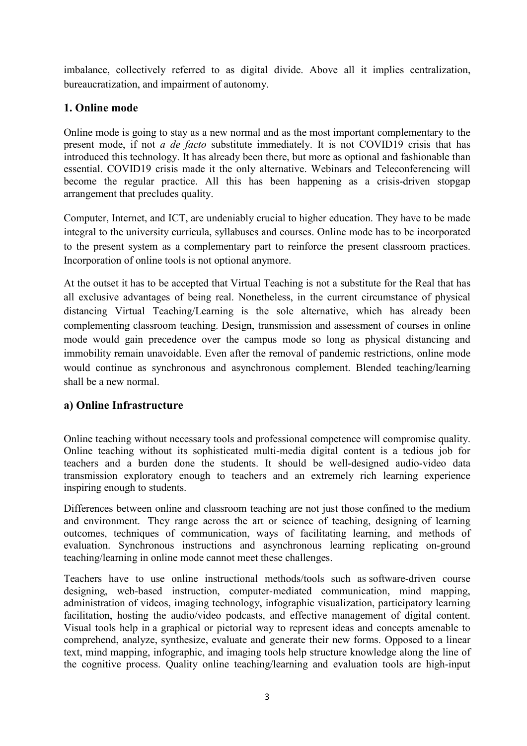imbalance, collectively referred to as digital divide. Above all it implies centralization, bureaucratization, and impairment of autonomy.

## 1. Online mode

Online mode is going to stay as a new normal and as the most important complementary to the present mode, if not *a de facto* substitute immediately. It is not COVID19 crisis that has introduced this technology. It has already been there, but more as optional and fashionable than essential. COVID19 crisis made it the only alternative. Webinars and Teleconferencing will become the regular practice. All this has been happening as a crisis-driven stopgap arrangement that precludes quality.

Computer, Internet, and ICT, are undeniably crucial to higher education. They have to be made integral to the university curricula, syllabuses and courses. Online mode has to be incorporated to the present system as a complementary part to reinforce the present classroom practices. Incorporation of online tools is not optional anymore.

At the outset it has to be accepted that Virtual Teaching is not a substitute for the Real that has all exclusive advantages of being real. Nonetheless, in the current circumstance of physical distancing Virtual Teaching/Learning is the sole alternative, which has already been complementing classroom teaching. Design, transmission and assessment of courses in online mode would gain precedence over the campus mode so long as physical distancing and immobility remain unavoidable. Even after the removal of pandemic restrictions, online mode would continue as synchronous and asynchronous complement. Blended teaching/learning shall be a new normal.

### a) Online Infrastructure

Online teaching without necessary tools and professional competence will compromise quality. Online teaching without its sophisticated multi-media digital content is a tedious job for teachers and a burden done the students. It should be well-designed audio-video data transmission exploratory enough to teachers and an extremely rich learning experience inspiring enough to students.

Differences between online and classroom teaching are not just those confined to the medium and environment. They range across the art or science of teaching, designing of learning outcomes, techniques of communication, ways of facilitating learning, and methods of evaluation. Synchronous instructions and asynchronous learning replicating on-ground teaching/learning in online mode cannot meet these challenges.

Teachers have to use online instructional methods/tools such as software-driven course designing, web-based instruction, computer-mediated communication, mind mapping, administration of videos, imaging technology, infographic visualization, participatory learning facilitation, hosting the audio/video podcasts, and effective management of digital content. Visual tools help in a graphical or pictorial way to represent ideas and concepts amenable to comprehend, analyze, synthesize, evaluate and generate their new forms. Opposed to a linear text, mind mapping, infographic, and imaging tools help structure knowledge along the line of the cognitive process. Quality online teaching/learning and evaluation tools are high-input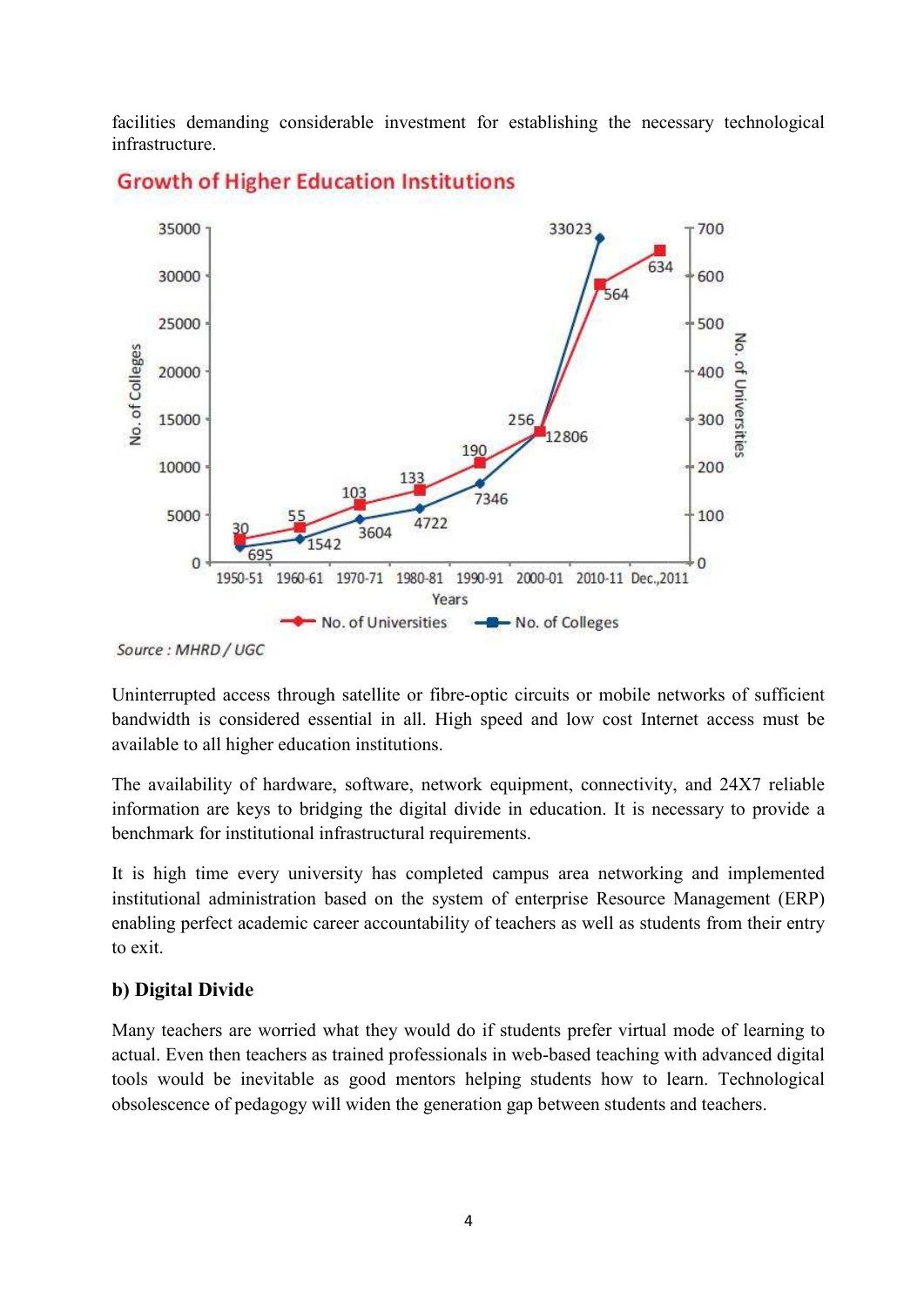facilities demanding considerable investment for establishing the necessary technological infrastructure.

**Growth of Higher Education Institutions**

Source : MHRD / UGC

Uninterrupted access through satellite or fibre-optic circuits or mobile networks of sufficient bandwidth is considered essential in all. High speed and low cost Internet access must be available to all higher education institutions.

The availability of hardware, software, network equipment, connectivity, and 24X7 reliable information are keys to bridging the digital divide in education. It is necessary to provide a benchmark for institutional infrastructural requirements.

It is high time every university has completed campus area networking and implemented institutional administration based on the system of enterprise Resource Management (ERP) enabling perfect academic career accountability of teachers as well as students from their entry to exit.

### b) Digital Divide

Many teachers are worried what they would do if students prefer virtual mode of learning to actual. Even then teachers as trained professionals in web-based teaching with advanced digital tools would be inevitable as good mentors helping students how to learn. Technological obsolescence of pedagogy will widen the generation gap between students and teachers.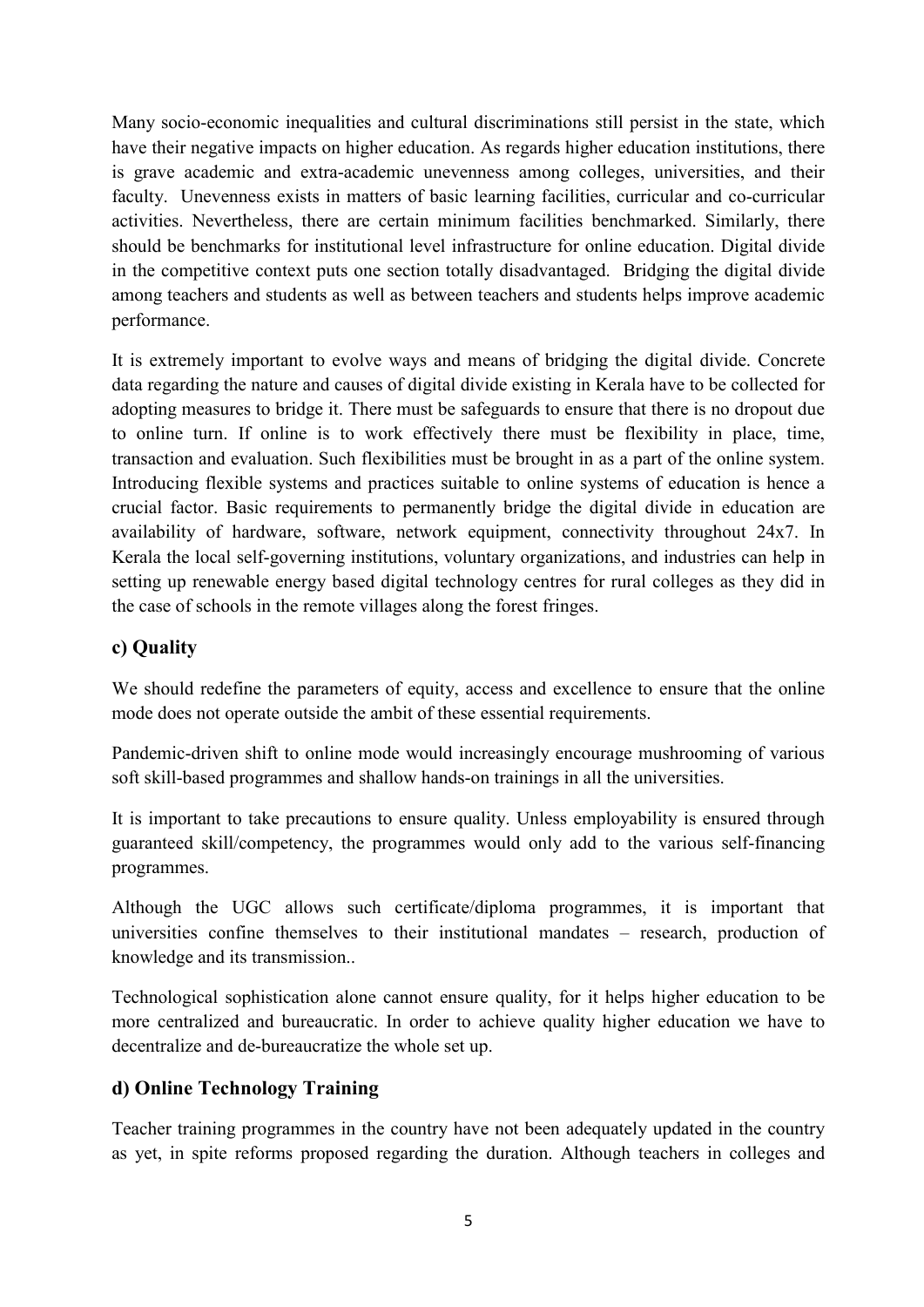Many socio-economic inequalities and cultural discriminations still persist in the state, which have their negative impacts on higher education. As regards higher education institutions, there is grave academic and extra-academic unevenness among colleges, universities, and their faculty. Unevenness exists in matters of basic learning facilities, curricular and co-curricular activities. Nevertheless, there are certain minimum facilities benchmarked. Similarly, there should be benchmarks for institutional level infrastructure for online education. Digital divide in the competitive context puts one section totally disadvantaged. Bridging the digital divide among teachers and students as well as between teachers and students helps improve academic performance.

It is extremely important to evolve ways and means of bridging the digital divide. Concrete data regarding the nature and causes of digital divide existing in Kerala have to be collected for adopting measures to bridge it. There must be safeguards to ensure that there is no dropout due to online turn. If online is to work effectively there must be flexibility in place, time, transaction and evaluation. Such flexibilities must be brought in as a part of the online system. Introducing flexible systems and practices suitable to online systems of education is hence a crucial factor. Basic requirements to permanently bridge the digital divide in education are availability of hardware, software, network equipment, connectivity throughout 24x7. In Kerala the local self-governing institutions, voluntary organizations, and industries can help in setting up renewable energy based digital technology centres for rural colleges as they did in the case of schools in the remote villages along the forest fringes.

### c) Quality

We should redefine the parameters of equity, access and excellence to ensure that the online mode does not operate outside the ambit of these essential requirements.

Pandemic-driven shift to online mode would increasingly encourage mushrooming of various soft skill-based programmes and shallow hands-on trainings in all the universities.

It is important to take precautions to ensure quality. Unless employability is ensured through guaranteed skill/competency, the programmes would only add to the various self-financing programmes.

Although the UGC allows such certificate/diploma programmes, it is important that universities confine themselves to their institutional mandates – research, production of knowledge and its transmission..

Technological sophistication alone cannot ensure quality, for it helps higher education to be more centralized and bureaucratic. In order to achieve quality higher education we have to decentralize and de-bureaucratize the whole set up.

### d) Online Technology Training

Teacher training programmes in the country have not been adequately updated in the country as yet, in spite reforms proposed regarding the duration. Although teachers in colleges and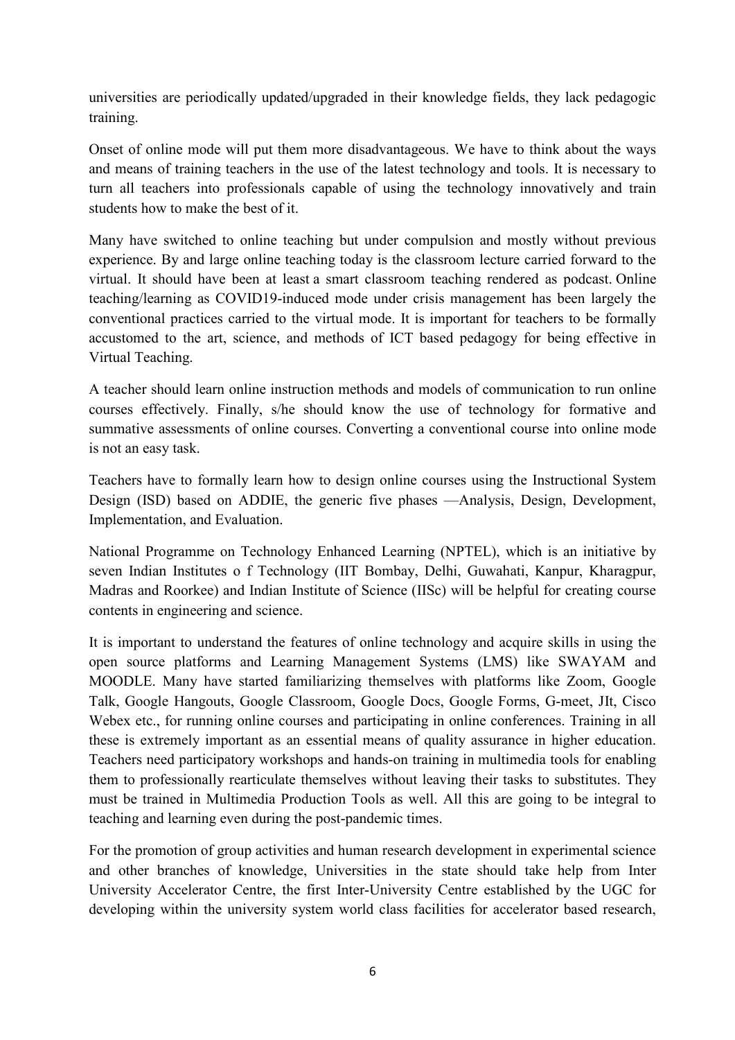universities are periodically updated/upgraded in their knowledge fields, they lack pedagogic training.

Onset of online mode will put them more disadvantageous. We have to think about the ways and means of training teachers in the use of the latest technology and tools. It is necessary to turn all teachers into professionals capable of using the technology innovatively and train students how to make the best of it.

Many have switched to online teaching but under compulsion and mostly without previous experience. By and large online teaching today is the classroom lecture carried forward to the virtual. It should have been at least a smart classroom teaching rendered as podcast. Online teaching/learning as COVID19-induced mode under crisis management has been largely the conventional practices carried to the virtual mode. It is important for teachers to be formally accustomed to the art, science, and methods of ICT based pedagogy for being effective in Virtual Teaching.

A teacher should learn online instruction methods and models of communication to run online courses effectively. Finally, s/he should know the use of technology for formative and summative assessments of online courses. Converting a conventional course into online mode is not an easy task.

Teachers have to formally learn how to design online courses using the Instructional System Design (ISD) based on ADDIE, the generic five phases —Analysis, Design, Development, Implementation, and Evaluation.

National Programme on Technology Enhanced Learning (NPTEL), which is an initiative by seven Indian Institutes o f Technology (IIT Bombay, Delhi, Guwahati, Kanpur, Kharagpur, Madras and Roorkee) and Indian Institute of Science (IISc) will be helpful for creating course contents in engineering and science.

It is important to understand the features of online technology and acquire skills in using the open source platforms and Learning Management Systems (LMS) like SWAYAM and MOODLE. Many have started familiarizing themselves with platforms like Zoom, Google Talk, Google Hangouts, Google Classroom, Google Docs, Google Forms, G-meet, JIt, Cisco Webex etc., for running online courses and participating in online conferences. Training in all these is extremely important as an essential means of quality assurance in higher education. Teachers need participatory workshops and hands-on training in multimedia tools for enabling them to professionally rearticulate themselves without leaving their tasks to substitutes. They must be trained in Multimedia Production Tools as well. All this are going to be integral to teaching and learning even during the post-pandemic times.

For the promotion of group activities and human research development in experimental science and other branches of knowledge, Universities in the state should take help from Inter University Accelerator Centre, the first Inter-University Centre established by the UGC for developing within the university system world class facilities for accelerator based research,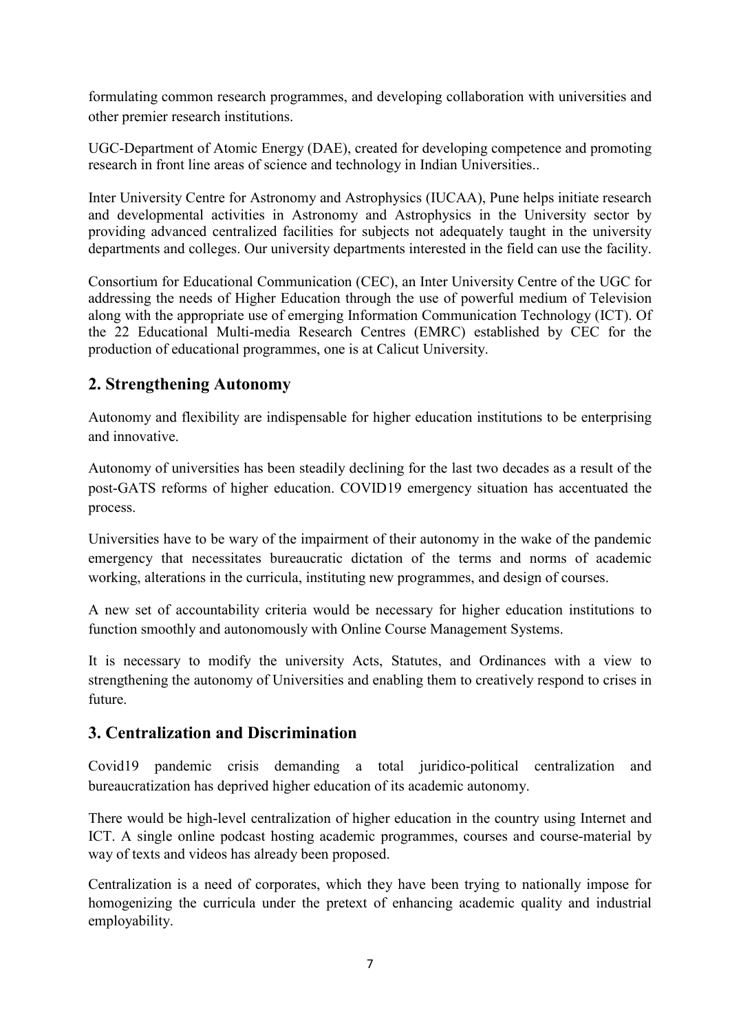formulating common research programmes, and developing collaboration with universities and other premier research institutions.

UGC-Department of Atomic Energy (DAE), created for developing competence and promoting research in front line areas of science and technology in Indian Universities..

Inter University Centre for Astronomy and Astrophysics (IUCAA), Pune helps initiate research and developmental activities in Astronomy and Astrophysics in the University sector by providing advanced centralized facilities for subjects not adequately taught in the university departments and colleges. Our university departments interested in the field can use the facility.

Consortium for Educational Communication (CEC), an Inter University Centre of the UGC for addressing the needs of Higher Education through the use of powerful medium of Television along with the appropriate use of emerging Information Communication Technology (ICT). Of the 22 Educational Multi-media Research Centres (EMRC) established by CEC for the production of educational programmes, one is at Calicut University.

## 2. Strengthening Autonomy

Autonomy and flexibility are indispensable for higher education institutions to be enterprising and innovative.

Autonomy of universities has been steadily declining for the last two decades as a result of the post-GATS reforms of higher education. COVID19 emergency situation has accentuated the process.

Universities have to be wary of the impairment of their autonomy in the wake of the pandemic emergency that necessitates bureaucratic dictation of the terms and norms of academic working, alterations in the curricula, instituting new programmes, and design of courses.

A new set of accountability criteria would be necessary for higher education institutions to function smoothly and autonomously with Online Course Management Systems.

It is necessary to modify the university Acts, Statutes, and Ordinances with a view to strengthening the autonomy of Universities and enabling them to creatively respond to crises in future.

## 3. Centralization and Discrimination

Covid19 pandemic crisis demanding a total juridico-political centralization and bureaucratization has deprived higher education of its academic autonomy.

There would be high-level centralization of higher education in the country using Internet and ICT. A single online podcast hosting academic programmes, courses and course-material by way of texts and videos has already been proposed.

Centralization is a need of corporates, which they have been trying to nationally impose for homogenizing the curricula under the pretext of enhancing academic quality and industrial employability.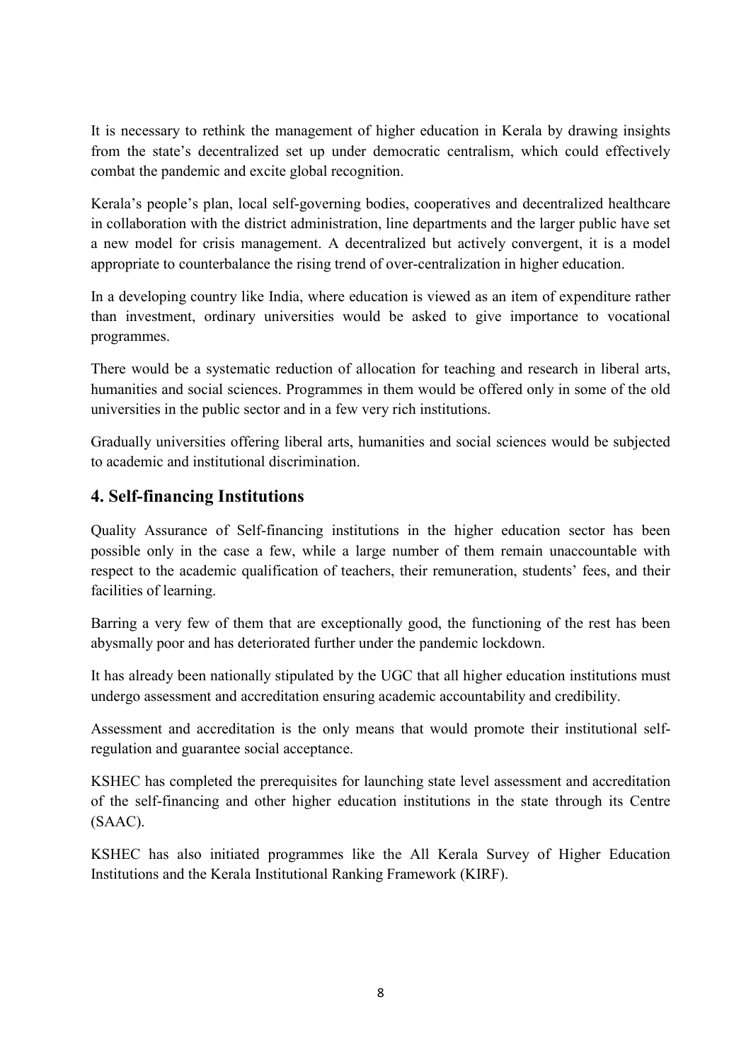It is necessary to rethink the management of higher education in Kerala by drawing insights from the state's decentralized set up under democratic centralism, which could effectively combat the pandemic and excite global recognition.

Kerala's people's plan, local self-governing bodies, cooperatives and decentralized healthcare in collaboration with the district administration, line departments and the larger public have set a new model for crisis management. A decentralized but actively convergent, it is a model appropriate to counterbalance the rising trend of over-centralization in higher education.

In a developing country like India, where education is viewed as an item of expenditure rather than investment, ordinary universities would be asked to give importance to vocational programmes.

There would be a systematic reduction of allocation for teaching and research in liberal arts, humanities and social sciences. Programmes in them would be offered only in some of the old universities in the public sector and in a few very rich institutions.

Gradually universities offering liberal arts, humanities and social sciences would be subjected to academic and institutional discrimination.

## 4. Self-financing Institutions

Quality Assurance of Self-financing institutions in the higher education sector has been possible only in the case a few, while a large number of them remain unaccountable with respect to the academic qualification of teachers, their remuneration, students' fees, and their facilities of learning.

Barring a very few of them that are exceptionally good, the functioning of the rest has been abysmally poor and has deteriorated further under the pandemic lockdown.

It has already been nationally stipulated by the UGC that all higher education institutions must undergo assessment and accreditation ensuring academic accountability and credibility.

Assessment and accreditation is the only means that would promote their institutional self-regulation and guarantee social acceptance.

KSHEC has completed the prerequisites for launching state level assessment and accreditation of the self-financing and other higher education institutions in the state through its Centre (SAAC).

KSHEC has also initiated programmes like the All Kerala Survey of Higher Education Institutions and the Kerala Institutional Ranking Framework (KIRF).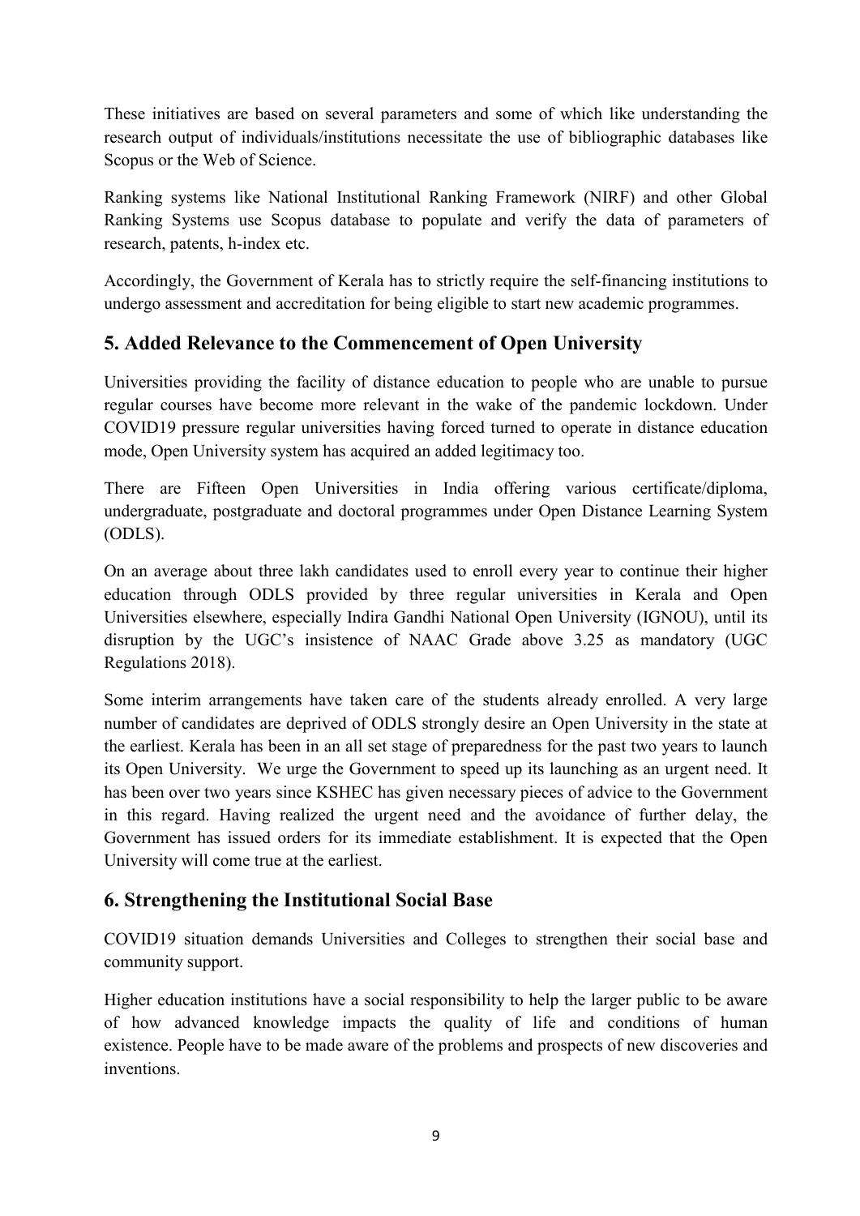These initiatives are based on several parameters and some of which like understanding the research output of individuals/institutions necessitate the use of bibliographic databases like Scopus or the Web of Science.

Ranking systems like National Institutional Ranking Framework (NIRF) and other Global Ranking Systems use Scopus database to populate and verify the data of parameters of research, patents, h-index etc.

Accordingly, the Government of Kerala has to strictly require the self-financing institutions to undergo assessment and accreditation for being eligible to start new academic programmes.

## 5. Added Relevance to the Commencement of Open University

Universities providing the facility of distance education to people who are unable to pursue regular courses have become more relevant in the wake of the pandemic lockdown. Under COVID19 pressure regular universities having forced turned to operate in distance education mode, Open University system has acquired an added legitimacy too.

There are Fifteen Open Universities in India offering various certificate/diploma, undergraduate, postgraduate and doctoral programmes under Open Distance Learning System (ODLS).

On an average about three lakh candidates used to enroll every year to continue their higher education through ODLS provided by three regular universities in Kerala and Open Universities elsewhere, especially Indira Gandhi National Open University (IGNOU), until its disruption by the UGC's insistence of NAAC Grade above 3.25 as mandatory (UGC Regulations 2018).

Some interim arrangements have taken care of the students already enrolled. A very large number of candidates are deprived of ODLS strongly desire an Open University in the state at the earliest. Kerala has been in an all set stage of preparedness for the past two years to launch its Open University. We urge the Government to speed up its launching as an urgent need. It has been over two years since KSHEC has given necessary pieces of advice to the Government in this regard. Having realized the urgent need and the avoidance of further delay, the Government has issued orders for its immediate establishment. It is expected that the Open University will come true at the earliest.

## 6. Strengthening the Institutional Social Base

COVID19 situation demands Universities and Colleges to strengthen their social base and community support.

Higher education institutions have a social responsibility to help the larger public to be aware of how advanced knowledge impacts the quality of life and conditions of human existence. People have to be made aware of the problems and prospects of new discoveries and inventions.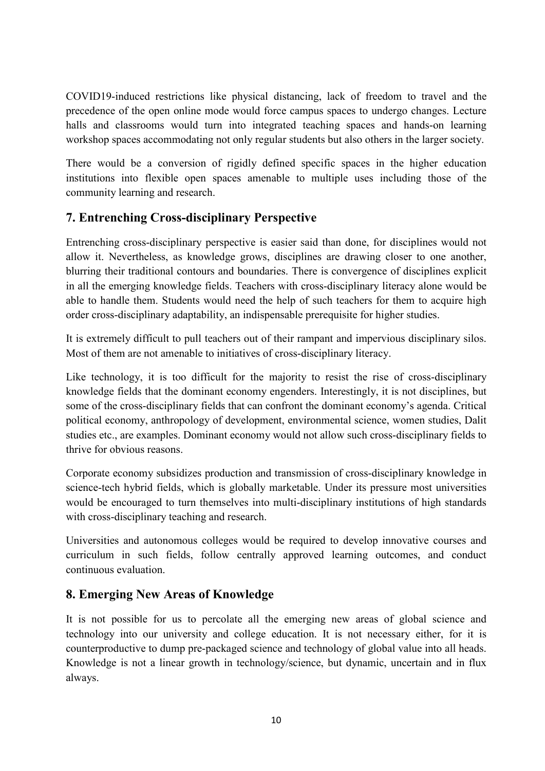COVID19-induced restrictions like physical distancing, lack of freedom to travel and the precedence of the open online mode would force campus spaces to undergo changes. Lecture halls and classrooms would turn into integrated teaching spaces and hands-on learning workshop spaces accommodating not only regular students but also others in the larger society.

There would be a conversion of rigidly defined specific spaces in the higher education institutions into flexible open spaces amenable to multiple uses including those of the community learning and research.

## 7. Entrenching Cross-disciplinary Perspective

Entrenching cross-disciplinary perspective is easier said than done, for disciplines would not allow it. Nevertheless, as knowledge grows, disciplines are drawing closer to one another, blurring their traditional contours and boundaries. There is convergence of disciplines explicit in all the emerging knowledge fields. Teachers with cross-disciplinary literacy alone would be able to handle them. Students would need the help of such teachers for them to acquire high order cross-disciplinary adaptability, an indispensable prerequisite for higher studies.

It is extremely difficult to pull teachers out of their rampant and impervious disciplinary silos. Most of them are not amenable to initiatives of cross-disciplinary literacy.

Like technology, it is too difficult for the majority to resist the rise of cross-disciplinary knowledge fields that the dominant economy engenders. Interestingly, it is not disciplines, but some of the cross-disciplinary fields that can confront the dominant economy's agenda. Critical political economy, anthropology of development, environmental science, women studies, Dalit studies etc., are examples. Dominant economy would not allow such cross-disciplinary fields to thrive for obvious reasons.

Corporate economy subsidizes production and transmission of cross-disciplinary knowledge in science-tech hybrid fields, which is globally marketable. Under its pressure most universities would be encouraged to turn themselves into multi-disciplinary institutions of high standards with cross-disciplinary teaching and research.

Universities and autonomous colleges would be required to develop innovative courses and curriculum in such fields, follow centrally approved learning outcomes, and conduct continuous evaluation.

## 8. Emerging New Areas of Knowledge

It is not possible for us to percolate all the emerging new areas of global science and technology into our university and college education. It is not necessary either, for it is counterproductive to dump pre-packaged science and technology of global value into all heads. Knowledge is not a linear growth in technology/science, but dynamic, uncertain and in flux always.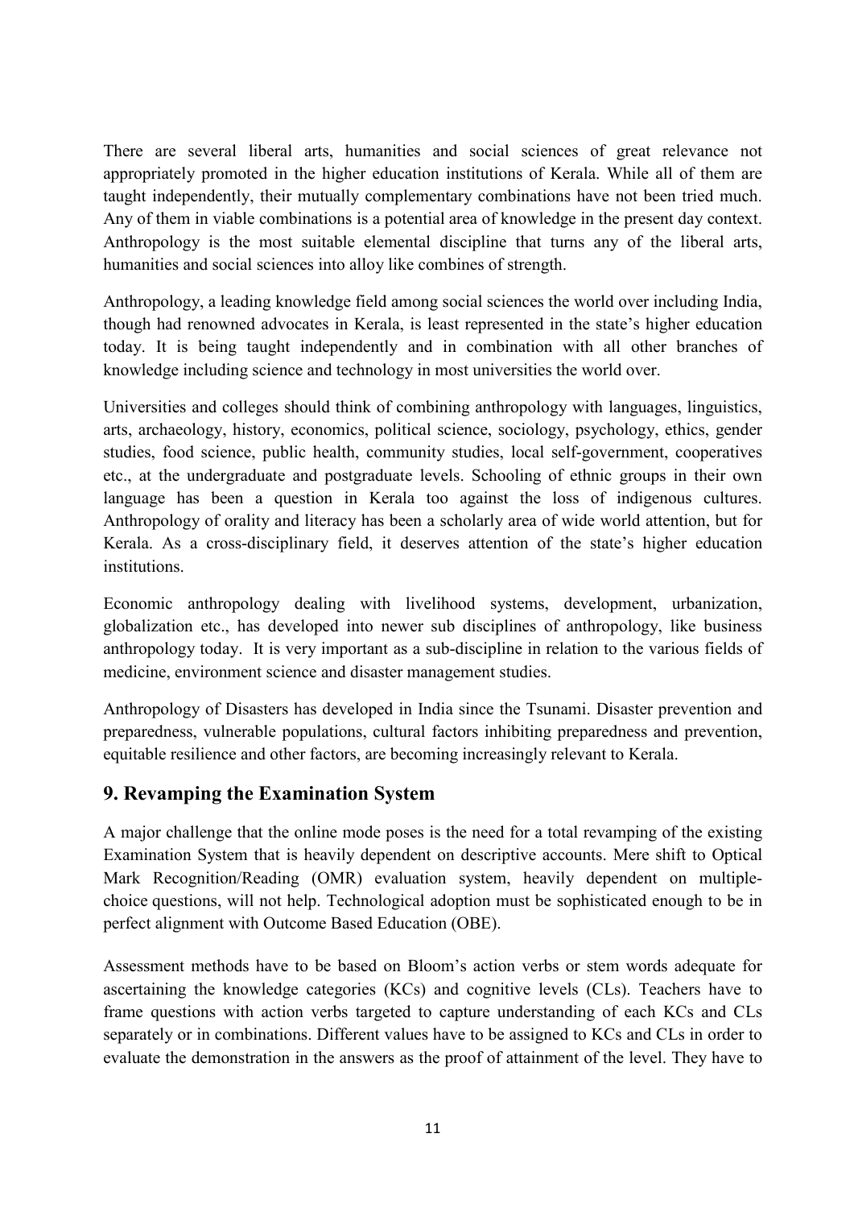There are several liberal arts, humanities and social sciences of great relevance not appropriately promoted in the higher education institutions of Kerala. While all of them are taught independently, their mutually complementary combinations have not been tried much. Any of them in viable combinations is a potential area of knowledge in the present day context. Anthropology is the most suitable elemental discipline that turns any of the liberal arts, humanities and social sciences into alloy like combines of strength.

Anthropology, a leading knowledge field among social sciences the world over including India, though had renowned advocates in Kerala, is least represented in the state's higher education today. It is being taught independently and in combination with all other branches of knowledge including science and technology in most universities the world over.

Universities and colleges should think of combining anthropology with languages, linguistics, arts, archaeology, history, economics, political science, sociology, psychology, ethics, gender studies, food science, public health, community studies, local self-government, cooperatives etc., at the undergraduate and postgraduate levels. Schooling of ethnic groups in their own language has been a question in Kerala too against the loss of indigenous cultures. Anthropology of orality and literacy has been a scholarly area of wide world attention, but for Kerala. As a cross-disciplinary field, it deserves attention of the state's higher education institutions.

Economic anthropology dealing with livelihood systems, development, urbanization, globalization etc., has developed into newer sub disciplines of anthropology, like business anthropology today. It is very important as a sub-discipline in relation to the various fields of medicine, environment science and disaster management studies.

Anthropology of Disasters has developed in India since the Tsunami. Disaster prevention and preparedness, vulnerable populations, cultural factors inhibiting preparedness and prevention, equitable resilience and other factors, are becoming increasingly relevant to Kerala.

## 9. Revamping the Examination System

A major challenge that the online mode poses is the need for a total revamping of the existing Examination System that is heavily dependent on descriptive accounts. Mere shift to Optical Mark Recognition/Reading (OMR) evaluation system, heavily dependent on multiple-choice questions, will not help. Technological adoption must be sophisticated enough to be in perfect alignment with Outcome Based Education (OBE).

Assessment methods have to be based on Bloom's action verbs or stem words adequate for ascertaining the knowledge categories (KCs) and cognitive levels (CLs). Teachers have to frame questions with action verbs targeted to capture understanding of each KCs and CLs separately or in combinations. Different values have to be assigned to KCs and CLs in order to evaluate the demonstration in the answers as the proof of attainment of the level. They have to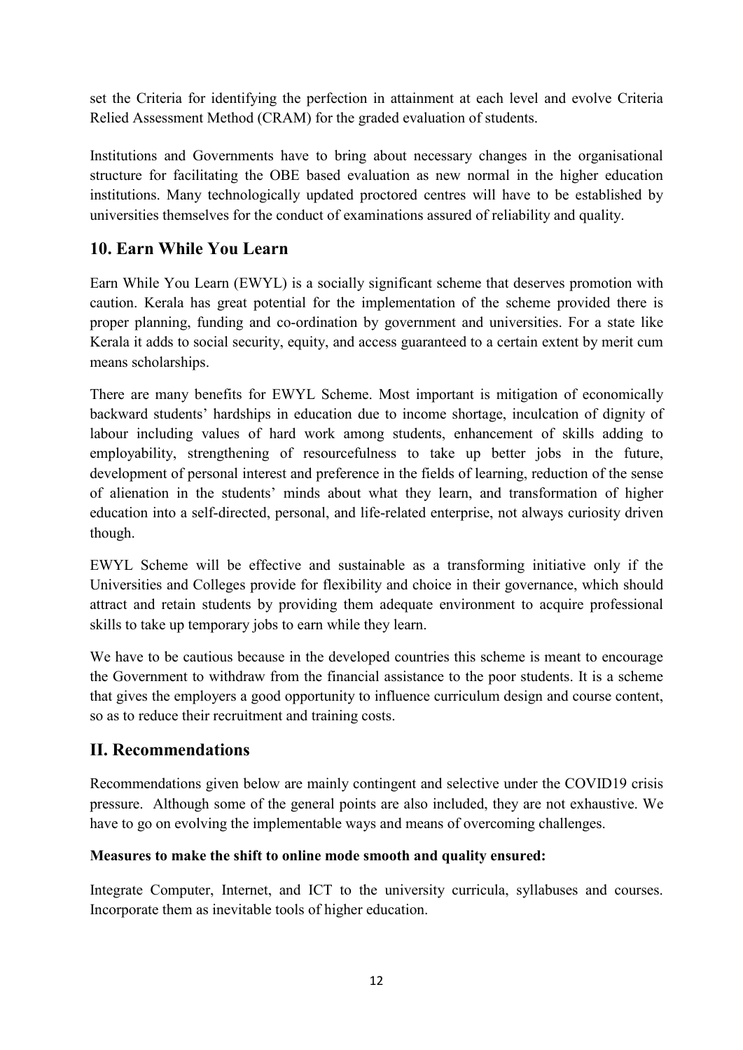set the Criteria for identifying the perfection in attainment at each level and evolve Criteria Relied Assessment Method (CRAM) for the graded evaluation of students.

Institutions and Governments have to bring about necessary changes in the organisational structure for facilitating the OBE based evaluation as new normal in the higher education institutions. Many technologically updated proctored centres will have to be established by universities themselves for the conduct of examinations assured of reliability and quality.

## 10. Earn While You Learn

Earn While You Learn (EWYL) is a socially significant scheme that deserves promotion with caution. Kerala has great potential for the implementation of the scheme provided there is proper planning, funding and co-ordination by government and universities. For a state like Kerala it adds to social security, equity, and access guaranteed to a certain extent by merit cum means scholarships.

There are many benefits for EWYL Scheme. Most important is mitigation of economically backward students' hardships in education due to income shortage, inculcation of dignity of labour including values of hard work among students, enhancement of skills adding to employability, strengthening of resourcefulness to take up better jobs in the future, development of personal interest and preference in the fields of learning, reduction of the sense of alienation in the students' minds about what they learn, and transformation of higher education into a self-directed, personal, and life-related enterprise, not always curiosity driven though.

EWYL Scheme will be effective and sustainable as a transforming initiative only if the Universities and Colleges provide for flexibility and choice in their governance, which should attract and retain students by providing them adequate environment to acquire professional skills to take up temporary jobs to earn while they learn.

We have to be cautious because in the developed countries this scheme is meant to encourage the Government to withdraw from the financial assistance to the poor students. It is a scheme that gives the employers a good opportunity to influence curriculum design and course content, so as to reduce their recruitment and training costs.

## II. Recommendations

Recommendations given below are mainly contingent and selective under the COVID19 crisis pressure. Although some of the general points are also included, they are not exhaustive. We have to go on evolving the implementable ways and means of overcoming challenges.

**Measures to make the shift to online mode smooth and quality ensured:**

Integrate Computer, Internet, and ICT to the university curricula, syllabuses and courses. Incorporate them as inevitable tools of higher education.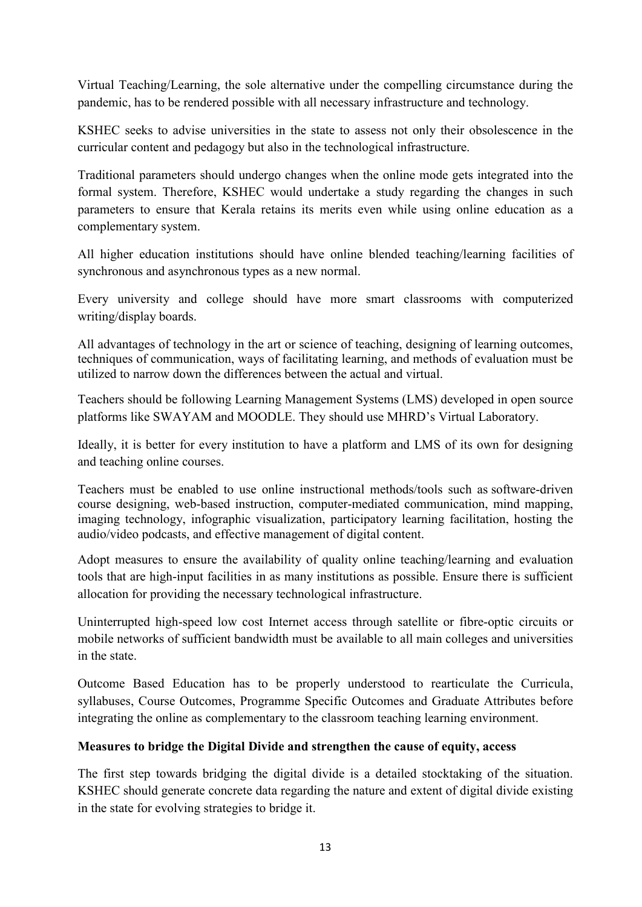Virtual Teaching/Learning, the sole alternative under the compelling circumstance during the pandemic, has to be rendered possible with all necessary infrastructure and technology.

KSHEC seeks to advise universities in the state to assess not only their obsolescence in the curricular content and pedagogy but also in the technological infrastructure.

Traditional parameters should undergo changes when the online mode gets integrated into the formal system. Therefore, KSHEC would undertake a study regarding the changes in such parameters to ensure that Kerala retains its merits even while using online education as a complementary system.

All higher education institutions should have online blended teaching/learning facilities of synchronous and asynchronous types as a new normal.

Every university and college should have more smart classrooms with computerized writing/display boards.

All advantages of technology in the art or science of teaching, designing of learning outcomes, techniques of communication, ways of facilitating learning, and methods of evaluation must be utilized to narrow down the differences between the actual and virtual.

Teachers should be following Learning Management Systems (LMS) developed in open source platforms like SWAYAM and MOODLE. They should use MHRD's Virtual Laboratory.

Ideally, it is better for every institution to have a platform and LMS of its own for designing and teaching online courses.

Teachers must be enabled to use online instructional methods/tools such as software-driven course designing, web-based instruction, computer-mediated communication, mind mapping, imaging technology, infographic visualization, participatory learning facilitation, hosting the audio/video podcasts, and effective management of digital content.

Adopt measures to ensure the availability of quality online teaching/learning and evaluation tools that are high-input facilities in as many institutions as possible. Ensure there is sufficient allocation for providing the necessary technological infrastructure.

Uninterrupted high-speed low cost Internet access through satellite or fibre-optic circuits or mobile networks of sufficient bandwidth must be available to all main colleges and universities in the state.

Outcome Based Education has to be properly understood to rearticulate the Curricula, syllabuses, Course Outcomes, Programme Specific Outcomes and Graduate Attributes before integrating the online as complementary to the classroom teaching learning environment.

**Measures to bridge the Digital Divide and strengthen the cause of equity, access**

The first step towards bridging the digital divide is a detailed stocktaking of the situation. KSHEC should generate concrete data regarding the nature and extent of digital divide existing in the state for evolving strategies to bridge it.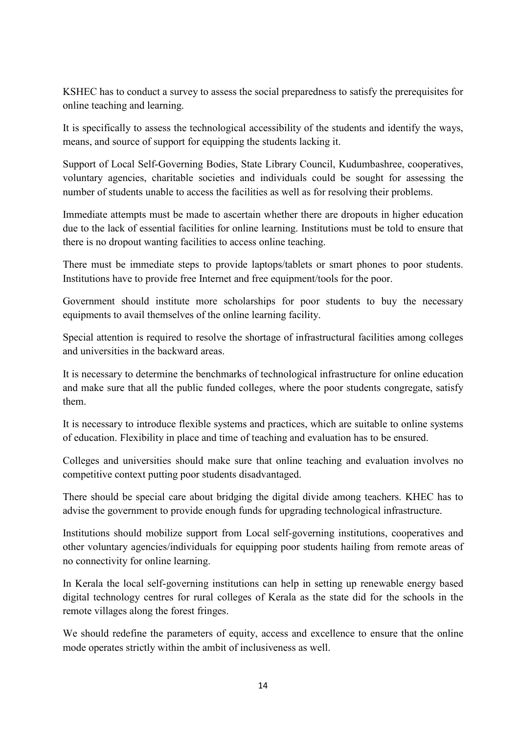KSHEC has to conduct a survey to assess the social preparedness to satisfy the prerequisites for online teaching and learning.

It is specifically to assess the technological accessibility of the students and identify the ways, means, and source of support for equipping the students lacking it.

Support of Local Self-Governing Bodies, State Library Council, Kudumbashree, cooperatives, voluntary agencies, charitable societies and individuals could be sought for assessing the number of students unable to access the facilities as well as for resolving their problems.

Immediate attempts must be made to ascertain whether there are dropouts in higher education due to the lack of essential facilities for online learning. Institutions must be told to ensure that there is no dropout wanting facilities to access online teaching.

There must be immediate steps to provide laptops/tablets or smart phones to poor students. Institutions have to provide free Internet and free equipment/tools for the poor.

Government should institute more scholarships for poor students to buy the necessary equipments to avail themselves of the online learning facility.

Special attention is required to resolve the shortage of infrastructural facilities among colleges and universities in the backward areas.

It is necessary to determine the benchmarks of technological infrastructure for online education and make sure that all the public funded colleges, where the poor students congregate, satisfy them.

It is necessary to introduce flexible systems and practices, which are suitable to online systems of education. Flexibility in place and time of teaching and evaluation has to be ensured.

Colleges and universities should make sure that online teaching and evaluation involves no competitive context putting poor students disadvantaged.

There should be special care about bridging the digital divide among teachers. KHEC has to advise the government to provide enough funds for upgrading technological infrastructure.

Institutions should mobilize support from Local self-governing institutions, cooperatives and other voluntary agencies/individuals for equipping poor students hailing from remote areas of no connectivity for online learning.

In Kerala the local self-governing institutions can help in setting up renewable energy based digital technology centres for rural colleges of Kerala as the state did for the schools in the remote villages along the forest fringes.

We should redefine the parameters of equity, access and excellence to ensure that the online mode operates strictly within the ambit of inclusiveness as well.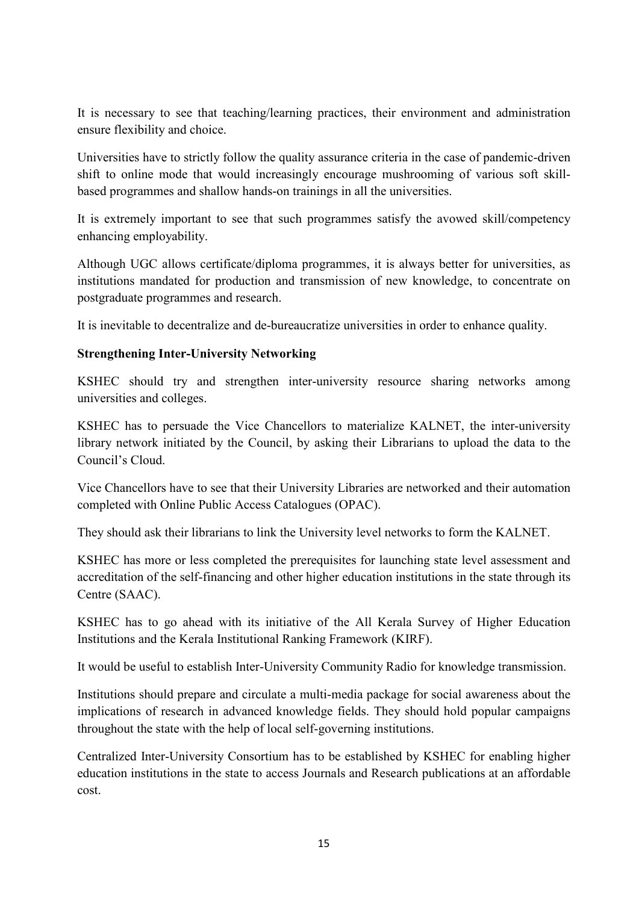It is necessary to see that teaching/learning practices, their environment and administration ensure flexibility and choice.

Universities have to strictly follow the quality assurance criteria in the case of pandemic-driven shift to online mode that would increasingly encourage mushrooming of various soft skill-based programmes and shallow hands-on trainings in all the universities.

It is extremely important to see that such programmes satisfy the avowed skill/competency enhancing employability.

Although UGC allows certificate/diploma programmes, it is always better for universities, as institutions mandated for production and transmission of new knowledge, to concentrate on postgraduate programmes and research.

It is inevitable to decentralize and de-bureaucratize universities in order to enhance quality.

**Strengthening Inter-University Networking**

KSHEC should try and strengthen inter-university resource sharing networks among universities and colleges.

KSHEC has to persuade the Vice Chancellors to materialize KALNET, the inter-university library network initiated by the Council, by asking their Librarians to upload the data to the Council's Cloud.

Vice Chancellors have to see that their University Libraries are networked and their automation completed with Online Public Access Catalogues (OPAC).

They should ask their librarians to link the University level networks to form the KALNET.

KSHEC has more or less completed the prerequisites for launching state level assessment and accreditation of the self-financing and other higher education institutions in the state through its Centre (SAAC).

KSHEC has to go ahead with its initiative of the All Kerala Survey of Higher Education Institutions and the Kerala Institutional Ranking Framework (KIRF).

It would be useful to establish Inter-University Community Radio for knowledge transmission.

Institutions should prepare and circulate a multi-media package for social awareness about the implications of research in advanced knowledge fields. They should hold popular campaigns throughout the state with the help of local self-governing institutions.

Centralized Inter-University Consortium has to be established by KSHEC for enabling higher education institutions in the state to access Journals and Research publications at an affordable cost.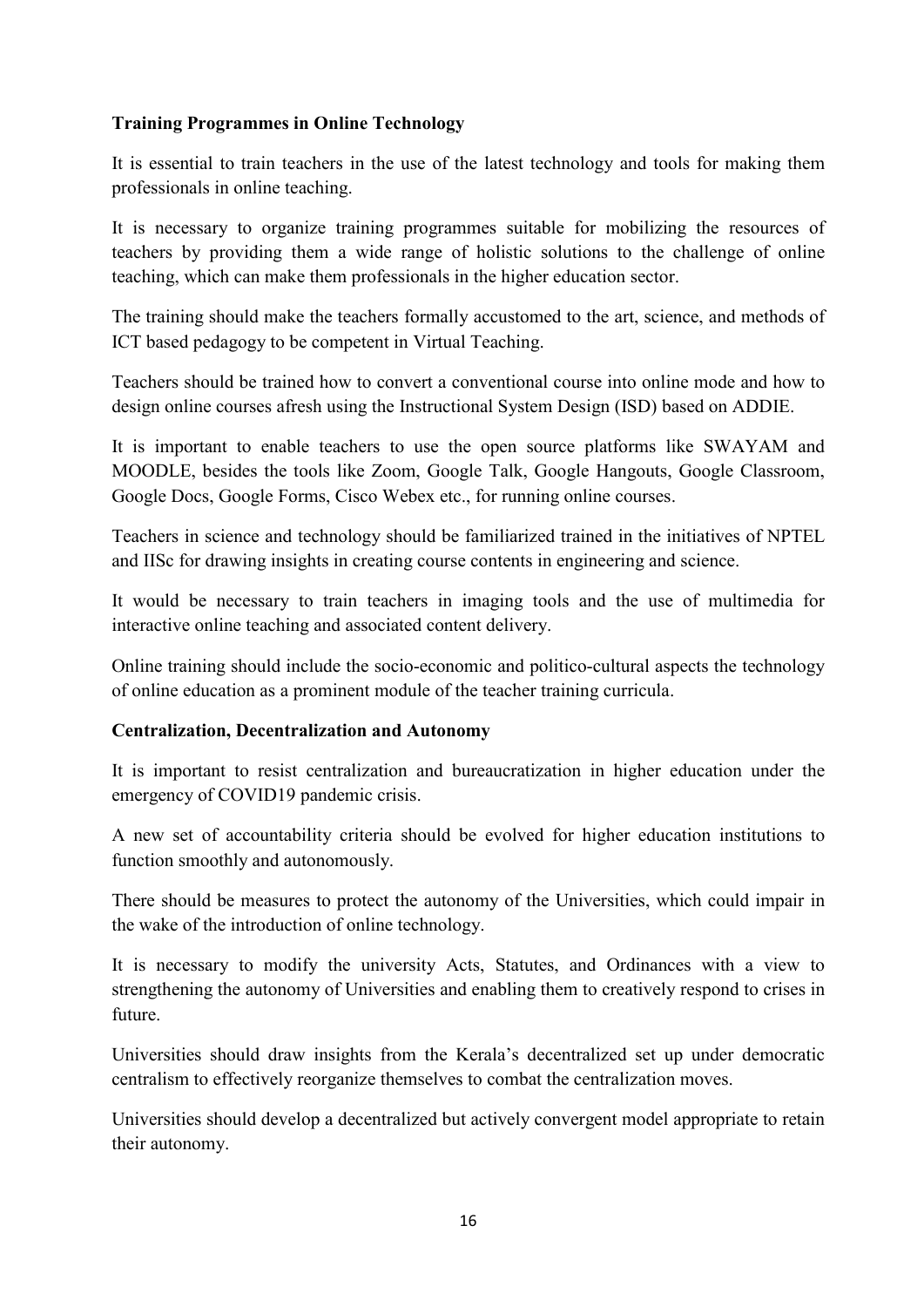**Training Programmes in Online Technology**

It is essential to train teachers in the use of the latest technology and tools for making them professionals in online teaching.

It is necessary to organize training programmes suitable for mobilizing the resources of teachers by providing them a wide range of holistic solutions to the challenge of online teaching, which can make them professionals in the higher education sector.

The training should make the teachers formally accustomed to the art, science, and methods of ICT based pedagogy to be competent in Virtual Teaching.

Teachers should be trained how to convert a conventional course into online mode and how to design online courses afresh using the Instructional System Design (ISD) based on ADDIE.

It is important to enable teachers to use the open source platforms like SWAYAM and MOODLE, besides the tools like Zoom, Google Talk, Google Hangouts, Google Classroom, Google Docs, Google Forms, Cisco Webex etc., for running online courses.

Teachers in science and technology should be familiarized trained in the initiatives of NPTEL and IISc for drawing insights in creating course contents in engineering and science.

It would be necessary to train teachers in imaging tools and the use of multimedia for interactive online teaching and associated content delivery.

Online training should include the socio-economic and politico-cultural aspects the technology of online education as a prominent module of the teacher training curricula.

**Centralization, Decentralization and Autonomy**

It is important to resist centralization and bureaucratization in higher education under the emergency of COVID19 pandemic crisis.

A new set of accountability criteria should be evolved for higher education institutions to function smoothly and autonomously.

There should be measures to protect the autonomy of the Universities, which could impair in the wake of the introduction of online technology.

It is necessary to modify the university Acts, Statutes, and Ordinances with a view to strengthening the autonomy of Universities and enabling them to creatively respond to crises in future.

Universities should draw insights from the Kerala's decentralized set up under democratic centralism to effectively reorganize themselves to combat the centralization moves.

Universities should develop a decentralized but actively convergent model appropriate to retain their autonomy.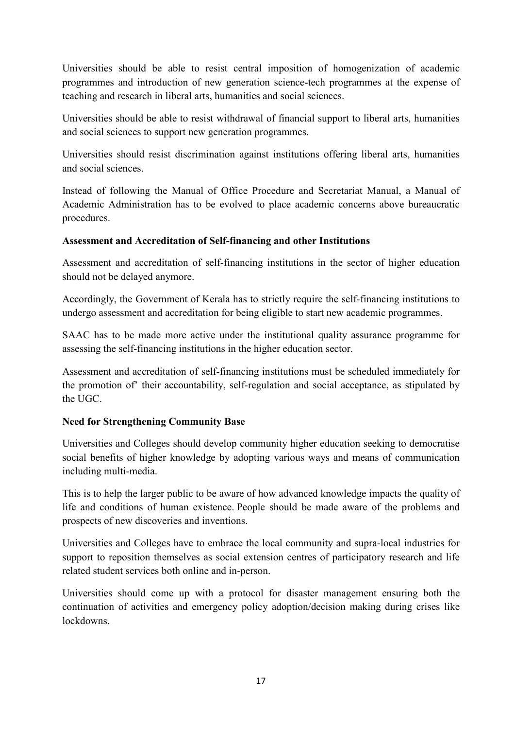Universities should be able to resist central imposition of homogenization of academic programmes and introduction of new generation science-tech programmes at the expense of teaching and research in liberal arts, humanities and social sciences.

Universities should be able to resist withdrawal of financial support to liberal arts, humanities and social sciences to support new generation programmes.

Universities should resist discrimination against institutions offering liberal arts, humanities and social sciences.

Instead of following the Manual of Office Procedure and Secretariat Manual, a Manual of Academic Administration has to be evolved to place academic concerns above bureaucratic procedures.

**Assessment and Accreditation of Self-financing and other Institutions**

Assessment and accreditation of self-financing institutions in the sector of higher education should not be delayed anymore.

Accordingly, the Government of Kerala has to strictly require the self-financing institutions to undergo assessment and accreditation for being eligible to start new academic programmes.

SAAC has to be made more active under the institutional quality assurance programme for assessing the self-financing institutions in the higher education sector.

Assessment and accreditation of self-financing institutions must be scheduled immediately for the promotion of' their accountability, self-regulation and social acceptance, as stipulated by the UGC.

**Need for Strengthening Community Base**

Universities and Colleges should develop community higher education seeking to democratise social benefits of higher knowledge by adopting various ways and means of communication including multi-media.

This is to help the larger public to be aware of how advanced knowledge impacts the quality of life and conditions of human existence. People should be made aware of the problems and prospects of new discoveries and inventions.

Universities and Colleges have to embrace the local community and supra-local industries for support to reposition themselves as social extension centres of participatory research and life related student services both online and in-person.

Universities should come up with a protocol for disaster management ensuring both the continuation of activities and emergency policy adoption/decision making during crises like lockdowns.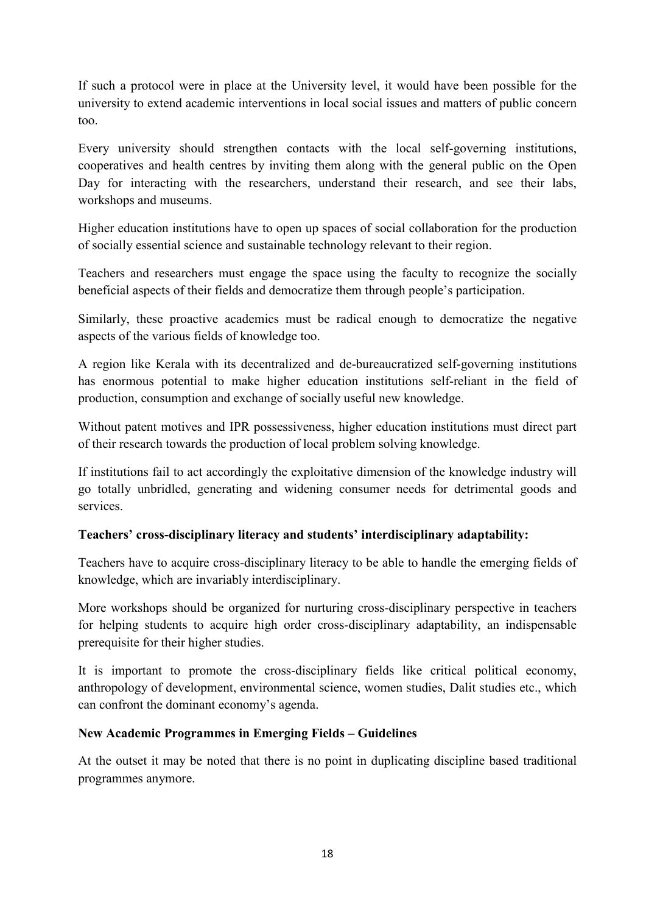If such a protocol were in place at the University level, it would have been possible for the university to extend academic interventions in local social issues and matters of public concern too.

Every university should strengthen contacts with the local self-governing institutions, cooperatives and health centres by inviting them along with the general public on the Open Day for interacting with the researchers, understand their research, and see their labs, workshops and museums.

Higher education institutions have to open up spaces of social collaboration for the production of socially essential science and sustainable technology relevant to their region.

Teachers and researchers must engage the space using the faculty to recognize the socially beneficial aspects of their fields and democratize them through people's participation.

Similarly, these proactive academics must be radical enough to democratize the negative aspects of the various fields of knowledge too.

A region like Kerala with its decentralized and de-bureaucratized self-governing institutions has enormous potential to make higher education institutions self-reliant in the field of production, consumption and exchange of socially useful new knowledge.

Without patent motives and IPR possessiveness, higher education institutions must direct part of their research towards the production of local problem solving knowledge.

If institutions fail to act accordingly the exploitative dimension of the knowledge industry will go totally unbridled, generating and widening consumer needs for detrimental goods and services.

**Teachers' cross-disciplinary literacy and students' interdisciplinary adaptability:**

Teachers have to acquire cross-disciplinary literacy to be able to handle the emerging fields of knowledge, which are invariably interdisciplinary.

More workshops should be organized for nurturing cross-disciplinary perspective in teachers for helping students to acquire high order cross-disciplinary adaptability, an indispensable prerequisite for their higher studies.

It is important to promote the cross-disciplinary fields like critical political economy, anthropology of development, environmental science, women studies, Dalit studies etc., which can confront the dominant economy's agenda.

**New Academic Programmes in Emerging Fields – Guidelines**

At the outset it may be noted that there is no point in duplicating discipline based traditional programmes anymore.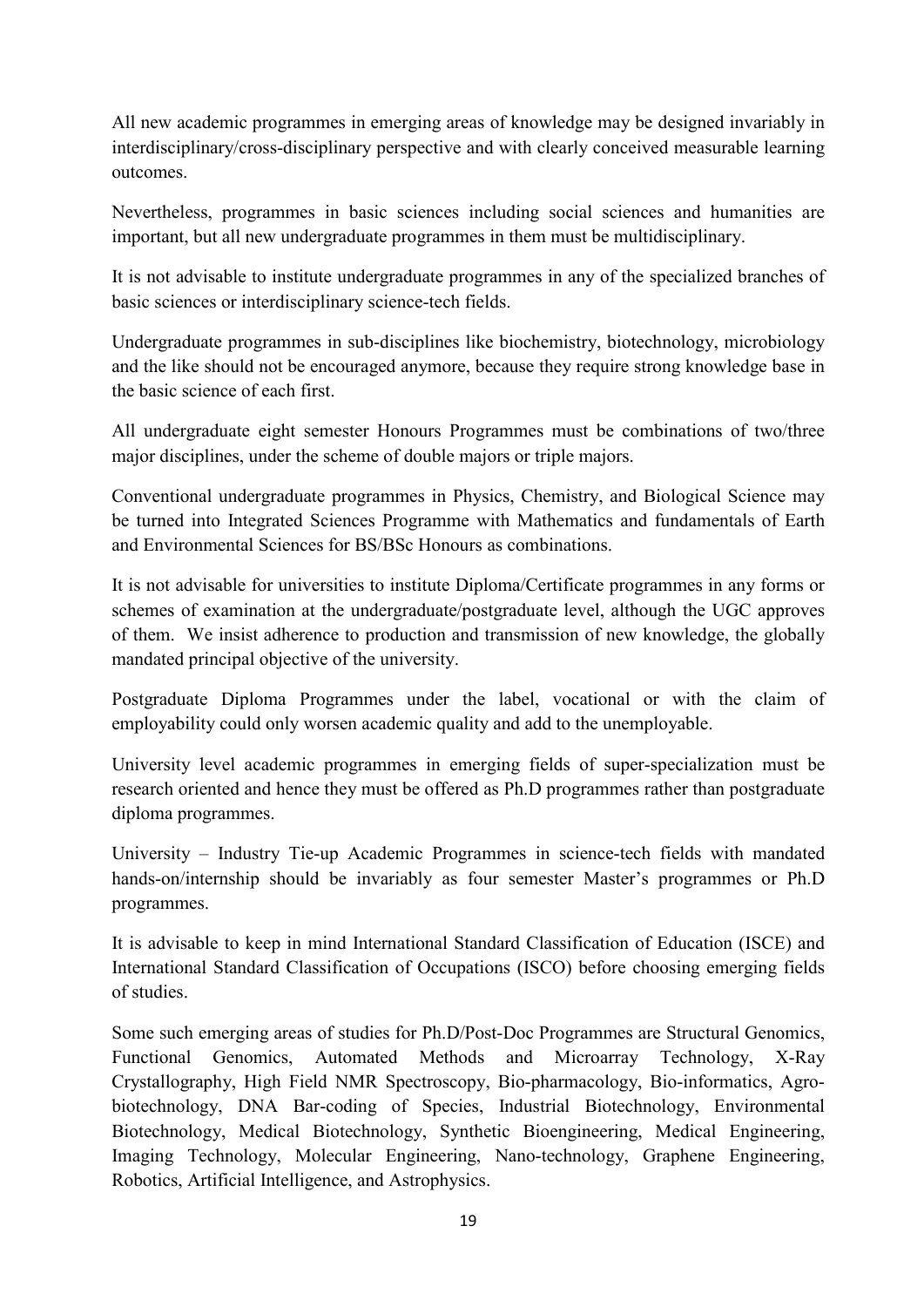All new academic programmes in emerging areas of knowledge may be designed invariably in interdisciplinary/cross-disciplinary perspective and with clearly conceived measurable learning outcomes.

Nevertheless, programmes in basic sciences including social sciences and humanities are important, but all new undergraduate programmes in them must be multidisciplinary.

It is not advisable to institute undergraduate programmes in any of the specialized branches of basic sciences or interdisciplinary science-tech fields.

Undergraduate programmes in sub-disciplines like biochemistry, biotechnology, microbiology and the like should not be encouraged anymore, because they require strong knowledge base in the basic science of each first.

All undergraduate eight semester Honours Programmes must be combinations of two/three major disciplines, under the scheme of double majors or triple majors.

Conventional undergraduate programmes in Physics, Chemistry, and Biological Science may be turned into Integrated Sciences Programme with Mathematics and fundamentals of Earth and Environmental Sciences for BS/BSc Honours as combinations.

It is not advisable for universities to institute Diploma/Certificate programmes in any forms or schemes of examination at the undergraduate/postgraduate level, although the UGC approves of them. We insist adherence to production and transmission of new knowledge, the globally mandated principal objective of the university.

Postgraduate Diploma Programmes under the label, vocational or with the claim of employability could only worsen academic quality and add to the unemployable.

University level academic programmes in emerging fields of super-specialization must be research oriented and hence they must be offered as Ph.D programmes rather than postgraduate diploma programmes.

University – Industry Tie-up Academic Programmes in science-tech fields with mandated hands-on/internship should be invariably as four semester Master's programmes or Ph.D programmes.

It is advisable to keep in mind International Standard Classification of Education (ISCE) and International Standard Classification of Occupations (ISCO) before choosing emerging fields of studies.

Some such emerging areas of studies for Ph.D/Post-Doc Programmes are Structural Genomics, Functional Genomics, Automated Methods and Microarray Technology, X-Ray Crystallography, High Field NMR Spectroscopy, Bio-pharmacology, Bio-informatics, Agro-biotechnology, DNA Bar-coding of Species, Industrial Biotechnology, Environmental Biotechnology, Medical Biotechnology, Synthetic Bioengineering, Medical Engineering, Imaging Technology, Molecular Engineering, Nano-technology, Graphene Engineering, Robotics, Artificial Intelligence, and Astrophysics.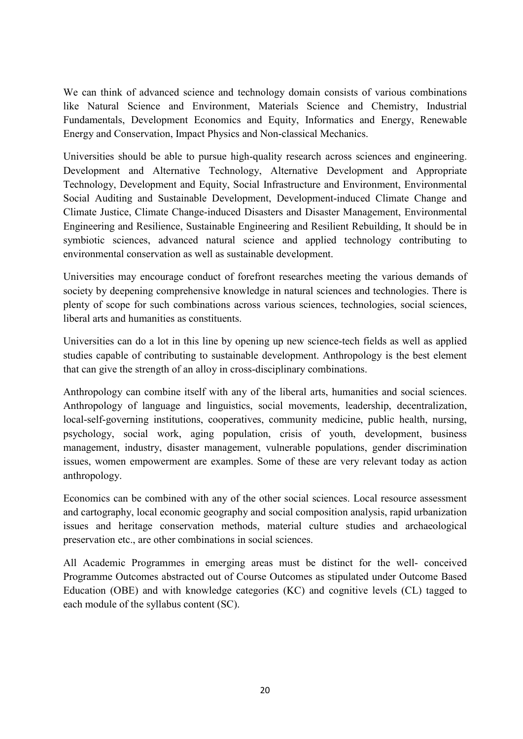We can think of advanced science and technology domain consists of various combinations like Natural Science and Environment, Materials Science and Chemistry, Industrial Fundamentals, Development Economics and Equity, Informatics and Energy, Renewable Energy and Conservation, Impact Physics and Non-classical Mechanics.

Universities should be able to pursue high-quality research across sciences and engineering. Development and Alternative Technology, Alternative Development and Appropriate Technology, Development and Equity, Social Infrastructure and Environment, Environmental Social Auditing and Sustainable Development, Development-induced Climate Change and Climate Justice, Climate Change-induced Disasters and Disaster Management, Environmental Engineering and Resilience, Sustainable Engineering and Resilient Rebuilding, It should be in symbiotic sciences, advanced natural science and applied technology contributing to environmental conservation as well as sustainable development.

Universities may encourage conduct of forefront researches meeting the various demands of society by deepening comprehensive knowledge in natural sciences and technologies. There is plenty of scope for such combinations across various sciences, technologies, social sciences, liberal arts and humanities as constituents.

Universities can do a lot in this line by opening up new science-tech fields as well as applied studies capable of contributing to sustainable development. Anthropology is the best element that can give the strength of an alloy in cross-disciplinary combinations.

Anthropology can combine itself with any of the liberal arts, humanities and social sciences. Anthropology of language and linguistics, social movements, leadership, decentralization, local-self-governing institutions, cooperatives, community medicine, public health, nursing, psychology, social work, aging population, crisis of youth, development, business management, industry, disaster management, vulnerable populations, gender discrimination issues, women empowerment are examples. Some of these are very relevant today as action anthropology.

Economics can be combined with any of the other social sciences. Local resource assessment and cartography, local economic geography and social composition analysis, rapid urbanization issues and heritage conservation methods, material culture studies and archaeological preservation etc., are other combinations in social sciences.

All Academic Programmes in emerging areas must be distinct for the well- conceived Programme Outcomes abstracted out of Course Outcomes as stipulated under Outcome Based Education (OBE) and with knowledge categories (KC) and cognitive levels (CL) tagged to each module of the syllabus content (SC).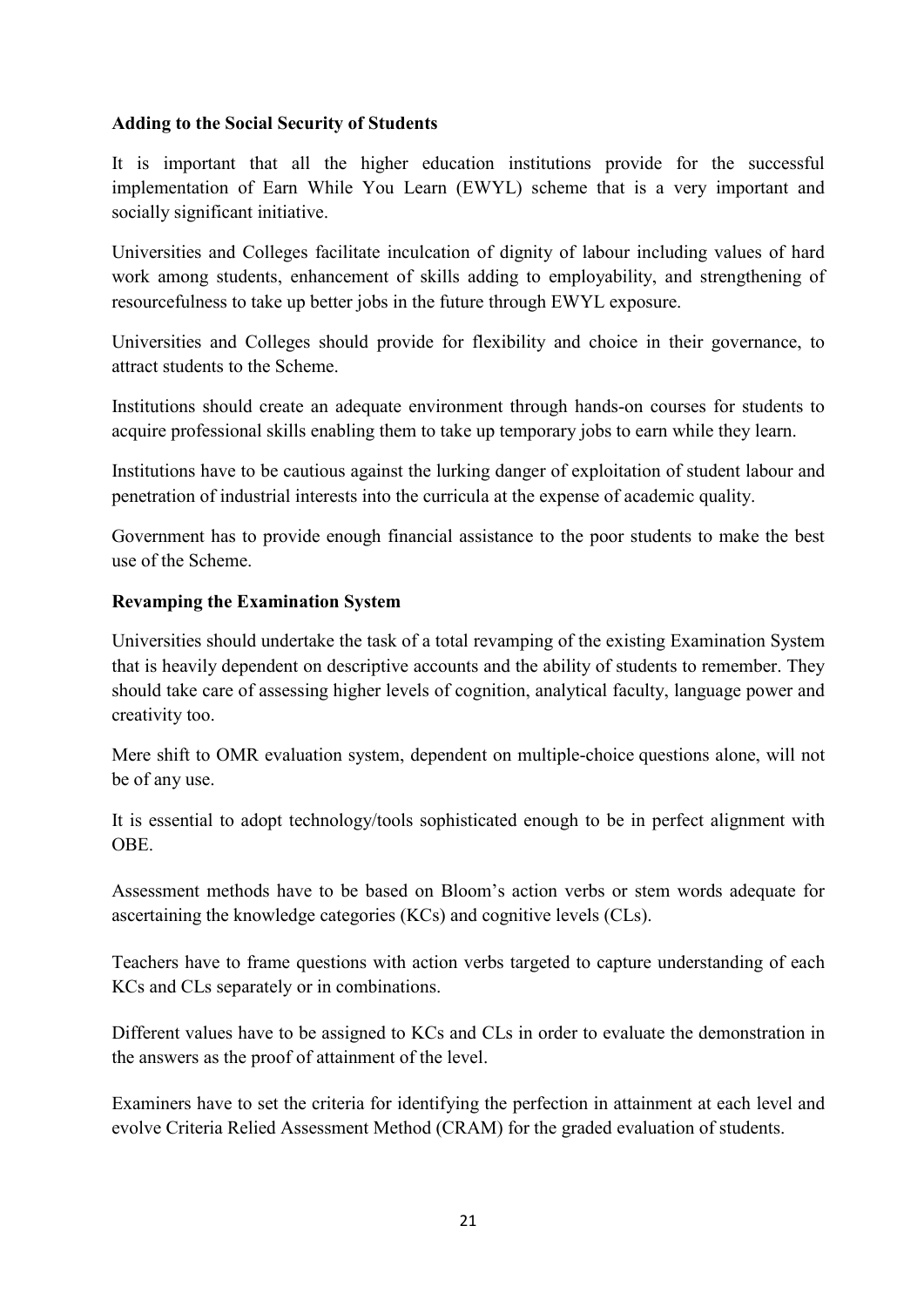**Adding to the Social Security of Students**

It is important that all the higher education institutions provide for the successful implementation of Earn While You Learn (EWYL) scheme that is a very important and socially significant initiative.

Universities and Colleges facilitate inculcation of dignity of labour including values of hard work among students, enhancement of skills adding to employability, and strengthening of resourcefulness to take up better jobs in the future through EWYL exposure.

Universities and Colleges should provide for flexibility and choice in their governance, to attract students to the Scheme.

Institutions should create an adequate environment through hands-on courses for students to acquire professional skills enabling them to take up temporary jobs to earn while they learn.

Institutions have to be cautious against the lurking danger of exploitation of student labour and penetration of industrial interests into the curricula at the expense of academic quality.

Government has to provide enough financial assistance to the poor students to make the best use of the Scheme.

**Revamping the Examination System**

Universities should undertake the task of a total revamping of the existing Examination System that is heavily dependent on descriptive accounts and the ability of students to remember. They should take care of assessing higher levels of cognition, analytical faculty, language power and creativity too.

Mere shift to OMR evaluation system, dependent on multiple-choice questions alone, will not be of any use.

It is essential to adopt technology/tools sophisticated enough to be in perfect alignment with OBE.

Assessment methods have to be based on Bloom's action verbs or stem words adequate for ascertaining the knowledge categories (KCs) and cognitive levels (CLs).

Teachers have to frame questions with action verbs targeted to capture understanding of each KCs and CLs separately or in combinations.

Different values have to be assigned to KCs and CLs in order to evaluate the demonstration in the answers as the proof of attainment of the level.

Examiners have to set the criteria for identifying the perfection in attainment at each level and evolve Criteria Relied Assessment Method (CRAM) for the graded evaluation of students.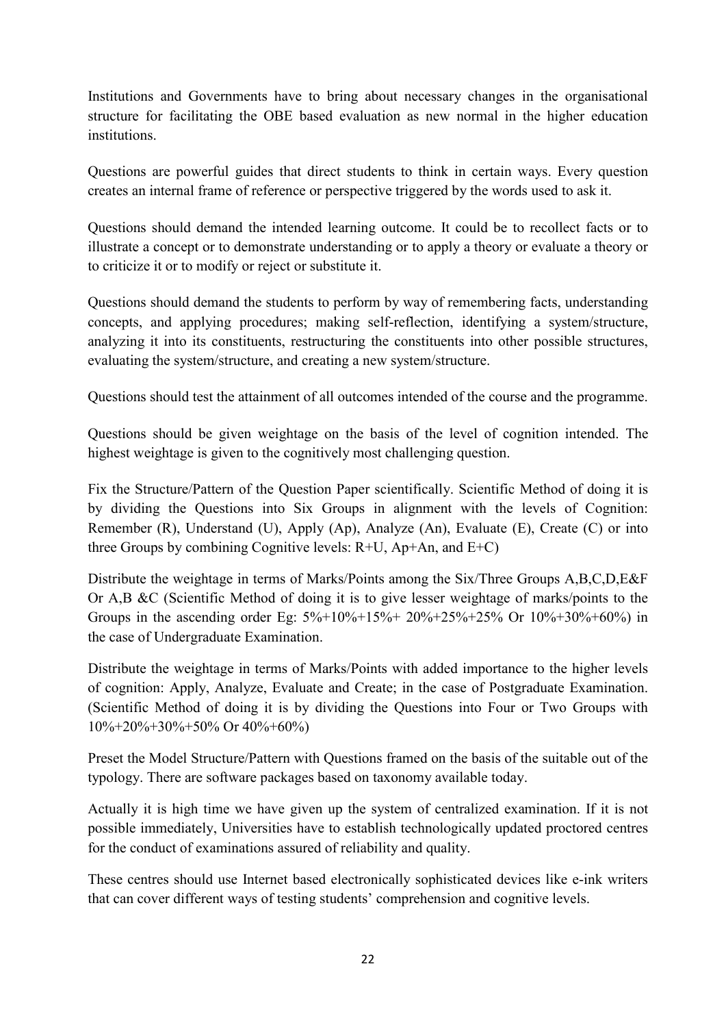Institutions and Governments have to bring about necessary changes in the organisational structure for facilitating the OBE based evaluation as new normal in the higher education institutions.

Questions are powerful guides that direct students to think in certain ways. Every question creates an internal frame of reference or perspective triggered by the words used to ask it.

Questions should demand the intended learning outcome. It could be to recollect facts or to illustrate a concept or to demonstrate understanding or to apply a theory or evaluate a theory or to criticize it or to modify or reject or substitute it.

Questions should demand the students to perform by way of remembering facts, understanding concepts, and applying procedures; making self-reflection, identifying a system/structure, analyzing it into its constituents, restructuring the constituents into other possible structures, evaluating the system/structure, and creating a new system/structure.

Questions should test the attainment of all outcomes intended of the course and the programme.

Questions should be given weightage on the basis of the level of cognition intended. The highest weightage is given to the cognitively most challenging question.

Fix the Structure/Pattern of the Question Paper scientifically. Scientific Method of doing it is by dividing the Questions into Six Groups in alignment with the levels of Cognition: Remember (R), Understand (U), Apply (Ap), Analyze (An), Evaluate (E), Create (C) or into three Groups by combining Cognitive levels: R+U, Ap+An, and E+C)

Distribute the weightage in terms of Marks/Points among the Six/Three Groups A,B,C,D,E&F Or A,B &C (Scientific Method of doing it is to give lesser weightage of marks/points to the Groups in the ascending order Eg: 5%+10%+15%+ 20%+25%+25% Or 10%+30%+60%) in the case of Undergraduate Examination.

Distribute the weightage in terms of Marks/Points with added importance to the higher levels of cognition: Apply, Analyze, Evaluate and Create; in the case of Postgraduate Examination. (Scientific Method of doing it is by dividing the Questions into Four or Two Groups with 10%+20%+30%+50% Or 40%+60%)

Preset the Model Structure/Pattern with Questions framed on the basis of the suitable out of the typology. There are software packages based on taxonomy available today.

Actually it is high time we have given up the system of centralized examination. If it is not possible immediately, Universities have to establish technologically updated proctored centres for the conduct of examinations assured of reliability and quality.

These centres should use Internet based electronically sophisticated devices like e-ink writers that can cover different ways of testing students' comprehension and cognitive levels.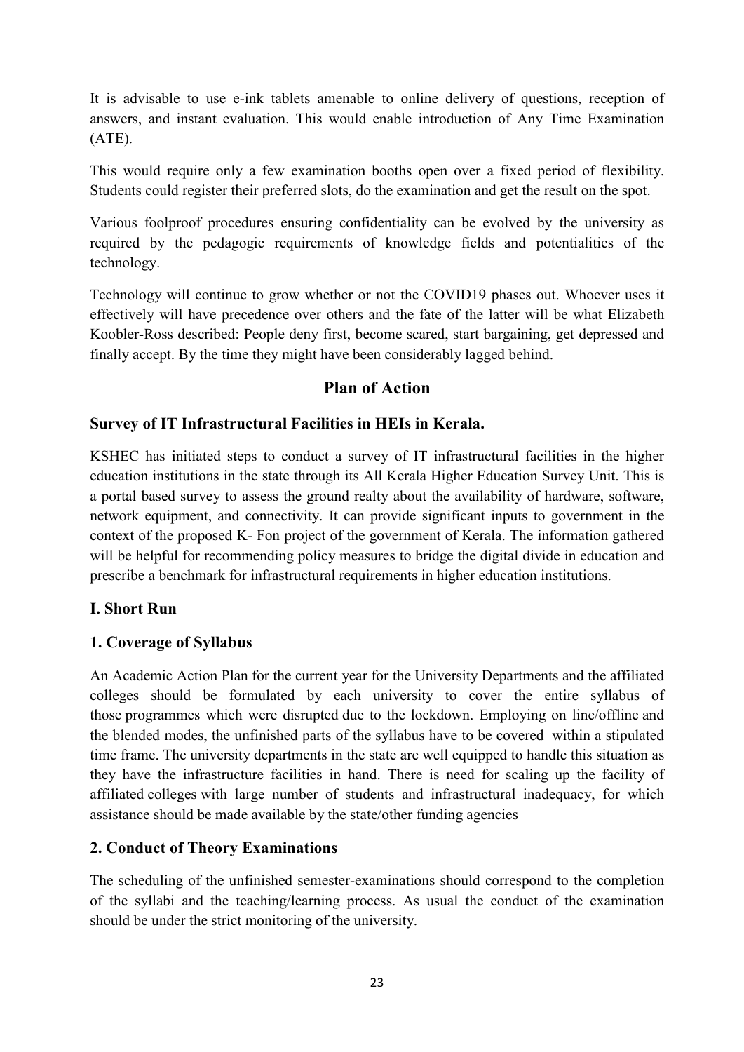It is advisable to use e-ink tablets amenable to online delivery of questions, reception of answers, and instant evaluation. This would enable introduction of Any Time Examination (ATE).

This would require only a few examination booths open over a fixed period of flexibility. Students could register their preferred slots, do the examination and get the result on the spot.

Various foolproof procedures ensuring confidentiality can be evolved by the university as required by the pedagogic requirements of knowledge fields and potentialities of the technology.

Technology will continue to grow whether or not the COVID19 phases out. Whoever uses it effectively will have precedence over others and the fate of the latter will be what Elizabeth Koobler-Ross described: People deny first, become scared, start bargaining, get depressed and finally accept. By the time they might have been considerably lagged behind.

## Plan of Action

### Survey of IT Infrastructural Facilities in HEIs in Kerala.

KSHEC has initiated steps to conduct a survey of IT infrastructural facilities in the higher education institutions in the state through its All Kerala Higher Education Survey Unit. This is a portal based survey to assess the ground realty about the availability of hardware, software, network equipment, and connectivity. It can provide significant inputs to government in the context of the proposed K- Fon project of the government of Kerala. The information gathered will be helpful for recommending policy measures to bridge the digital divide in education and prescribe a benchmark for infrastructural requirements in higher education institutions.

### I. Short Run

### 1. Coverage of Syllabus

An Academic Action Plan for the current year for the University Departments and the affiliated colleges should be formulated by each university to cover the entire syllabus of those programmes which were disrupted due to the lockdown. Employing on line/offline and the blended modes, the unfinished parts of the syllabus have to be covered within a stipulated time frame. The university departments in the state are well equipped to handle this situation as they have the infrastructure facilities in hand. There is need for scaling up the facility of affiliated colleges with large number of students and infrastructural inadequacy, for which assistance should be made available by the state/other funding agencies

### 2. Conduct of Theory Examinations

The scheduling of the unfinished semester-examinations should correspond to the completion of the syllabi and the teaching/learning process. As usual the conduct of the examination should be under the strict monitoring of the university.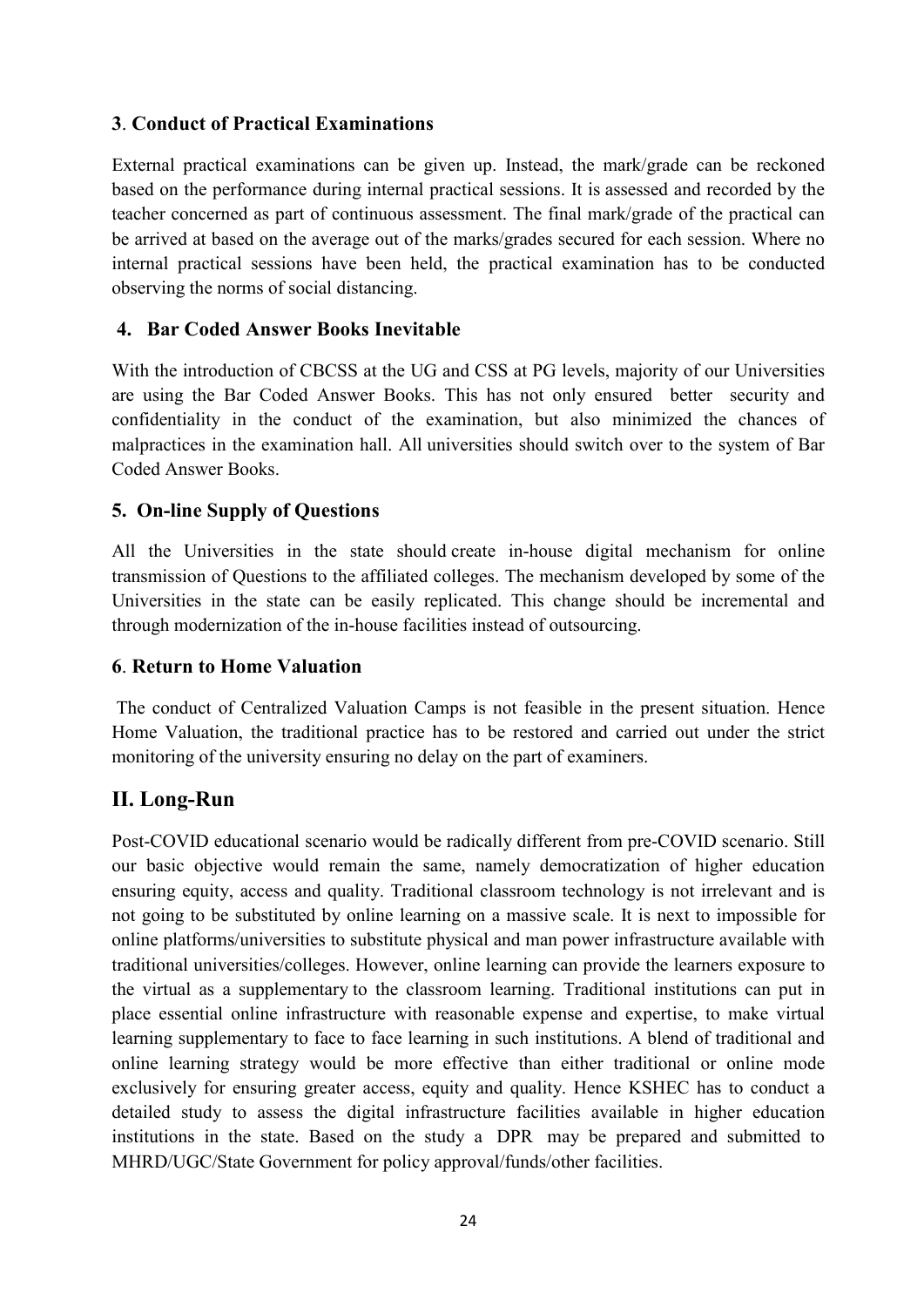### 3. Conduct of Practical Examinations

External practical examinations can be given up. Instead, the mark/grade can be reckoned based on the performance during internal practical sessions. It is assessed and recorded by the teacher concerned as part of continuous assessment. The final mark/grade of the practical can be arrived at based on the average out of the marks/grades secured for each session. Where no internal practical sessions have been held, the practical examination has to be conducted observing the norms of social distancing.

### 4. Bar Coded Answer Books Inevitable

With the introduction of CBCSS at the UG and CSS at PG levels, majority of our Universities are using the Bar Coded Answer Books. This has not only ensured better security and confidentiality in the conduct of the examination, but also minimized the chances of malpractices in the examination hall. All universities should switch over to the system of Bar Coded Answer Books.

### 5. On-line Supply of Questions

All the Universities in the state should create in-house digital mechanism for online transmission of Questions to the affiliated colleges. The mechanism developed by some of the Universities in the state can be easily replicated. This change should be incremental and through modernization of the in-house facilities instead of outsourcing.

### 6. Return to Home Valuation

The conduct of Centralized Valuation Camps is not feasible in the present situation. Hence Home Valuation, the traditional practice has to be restored and carried out under the strict monitoring of the university ensuring no delay on the part of examiners.

## II. Long-Run

Post-COVID educational scenario would be radically different from pre-COVID scenario. Still our basic objective would remain the same, namely democratization of higher education ensuring equity, access and quality. Traditional classroom technology is not irrelevant and is not going to be substituted by online learning on a massive scale. It is next to impossible for online platforms/universities to substitute physical and man power infrastructure available with traditional universities/colleges. However, online learning can provide the learners exposure to the virtual as a supplementary to the classroom learning. Traditional institutions can put in place essential online infrastructure with reasonable expense and expertise, to make virtual learning supplementary to face to face learning in such institutions. A blend of traditional and online learning strategy would be more effective than either traditional or online mode exclusively for ensuring greater access, equity and quality. Hence KSHEC has to conduct a detailed study to assess the digital infrastructure facilities available in higher education institutions in the state. Based on the study a DPR may be prepared and submitted to MHRD/UGC/State Government for policy approval/funds/other facilities.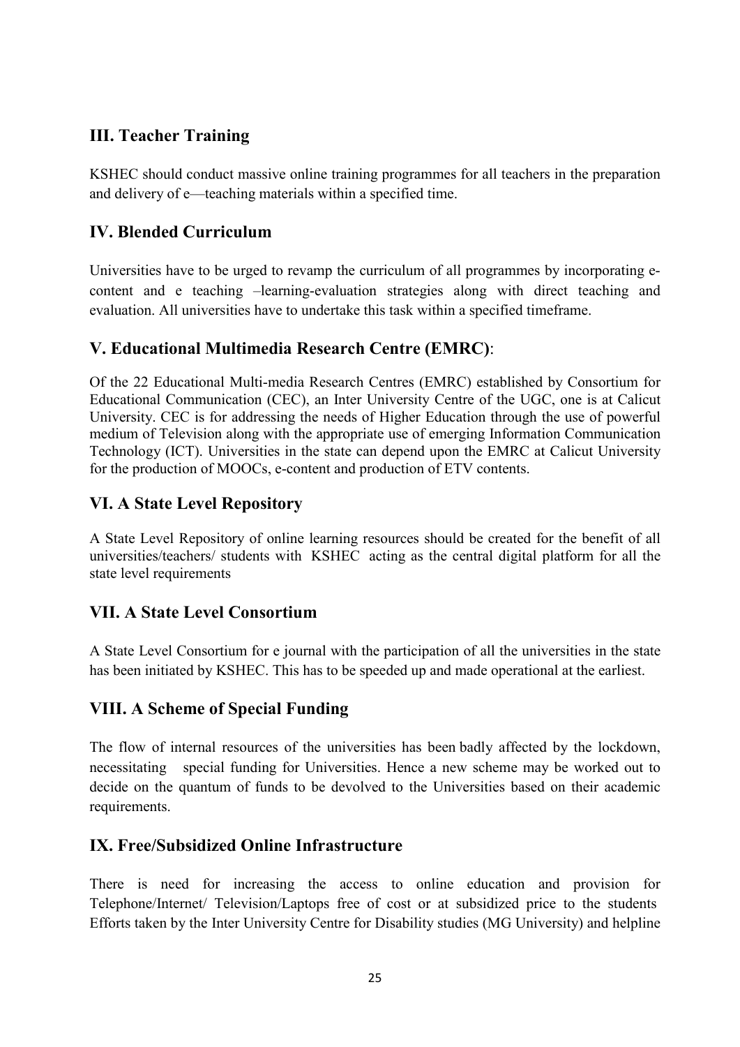## III. Teacher Training

KSHEC should conduct massive online training programmes for all teachers in the preparation and delivery of e—teaching materials within a specified time.

## IV. Blended Curriculum

Universities have to be urged to revamp the curriculum of all programmes by incorporating e-content and e teaching –learning-evaluation strategies along with direct teaching and evaluation. All universities have to undertake this task within a specified timeframe.

## V. Educational Multimedia Research Centre (EMRC):

Of the 22 Educational Multi-media Research Centres (EMRC) established by Consortium for Educational Communication (CEC), an Inter University Centre of the UGC, one is at Calicut University. CEC is for addressing the needs of Higher Education through the use of powerful medium of Television along with the appropriate use of emerging Information Communication Technology (ICT). Universities in the state can depend upon the EMRC at Calicut University for the production of MOOCs, e-content and production of ETV contents.

## VI. A State Level Repository

A State Level Repository of online learning resources should be created for the benefit of all universities/teachers/ students with KSHEC acting as the central digital platform for all the state level requirements

## VII. A State Level Consortium

A State Level Consortium for e journal with the participation of all the universities in the state has been initiated by KSHEC. This has to be speeded up and made operational at the earliest.

## VIII. A Scheme of Special Funding

The flow of internal resources of the universities has been badly affected by the lockdown, necessitating special funding for Universities. Hence a new scheme may be worked out to decide on the quantum of funds to be devolved to the Universities based on their academic requirements.

## IX. Free/Subsidized Online Infrastructure

There is need for increasing the access to online education and provision for Telephone/Internet/ Television/Laptops free of cost or at subsidized price to the students Efforts taken by the Inter University Centre for Disability studies (MG University) and helpline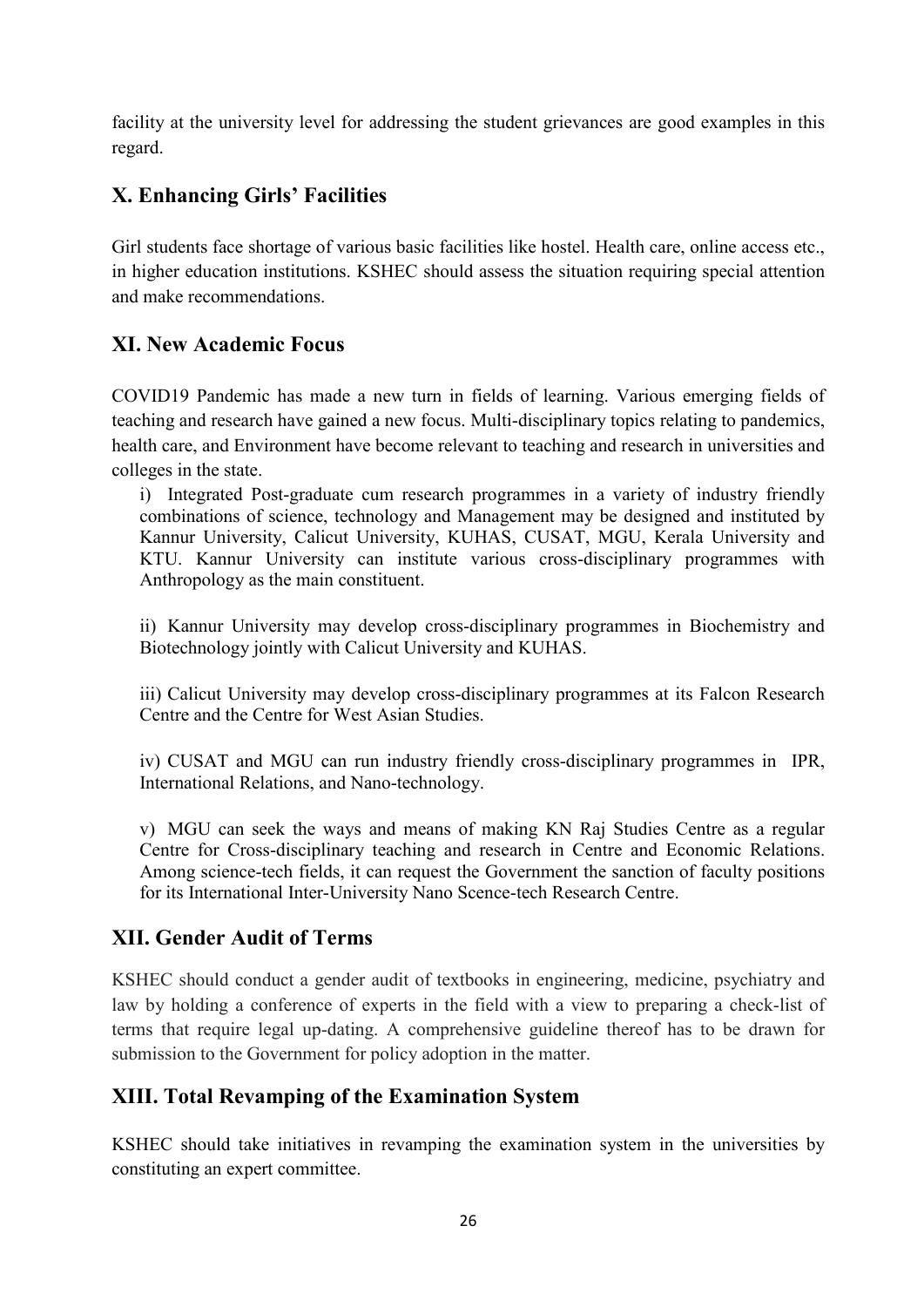facility at the university level for addressing the student grievances are good examples in this regard.

## X. Enhancing Girls' Facilities

Girl students face shortage of various basic facilities like hostel. Health care, online access etc., in higher education institutions. KSHEC should assess the situation requiring special attention and make recommendations.

## XI. New Academic Focus

COVID19 Pandemic has made a new turn in fields of learning. Various emerging fields of teaching and research have gained a new focus. Multi-disciplinary topics relating to pandemics, health care, and Environment have become relevant to teaching and research in universities and colleges in the state.

i) Integrated Post-graduate cum research programmes in a variety of industry friendly combinations of science, technology and Management may be designed and instituted by Kannur University, Calicut University, KUHAS, CUSAT, MGU, Kerala University and KTU. Kannur University can institute various cross-disciplinary programmes with Anthropology as the main constituent.

ii) Kannur University may develop cross-disciplinary programmes in Biochemistry and Biotechnology jointly with Calicut University and KUHAS.

iii) Calicut University may develop cross-disciplinary programmes at its Falcon Research Centre and the Centre for West Asian Studies.

iv) CUSAT and MGU can run industry friendly cross-disciplinary programmes in IPR, International Relations, and Nano-technology.

v) MGU can seek the ways and means of making KN Raj Studies Centre as a regular Centre for Cross-disciplinary teaching and research in Centre and Economic Relations. Among science-tech fields, it can request the Government the sanction of faculty positions for its International Inter-University Nano Scence-tech Research Centre.

## XII. Gender Audit of Terms

KSHEC should conduct a gender audit of textbooks in engineering, medicine, psychiatry and law by holding a conference of experts in the field with a view to preparing a check-list of terms that require legal up-dating. A comprehensive guideline thereof has to be drawn for submission to the Government for policy adoption in the matter.

## XIII. Total Revamping of the Examination System

KSHEC should take initiatives in revamping the examination system in the universities by constituting an expert committee.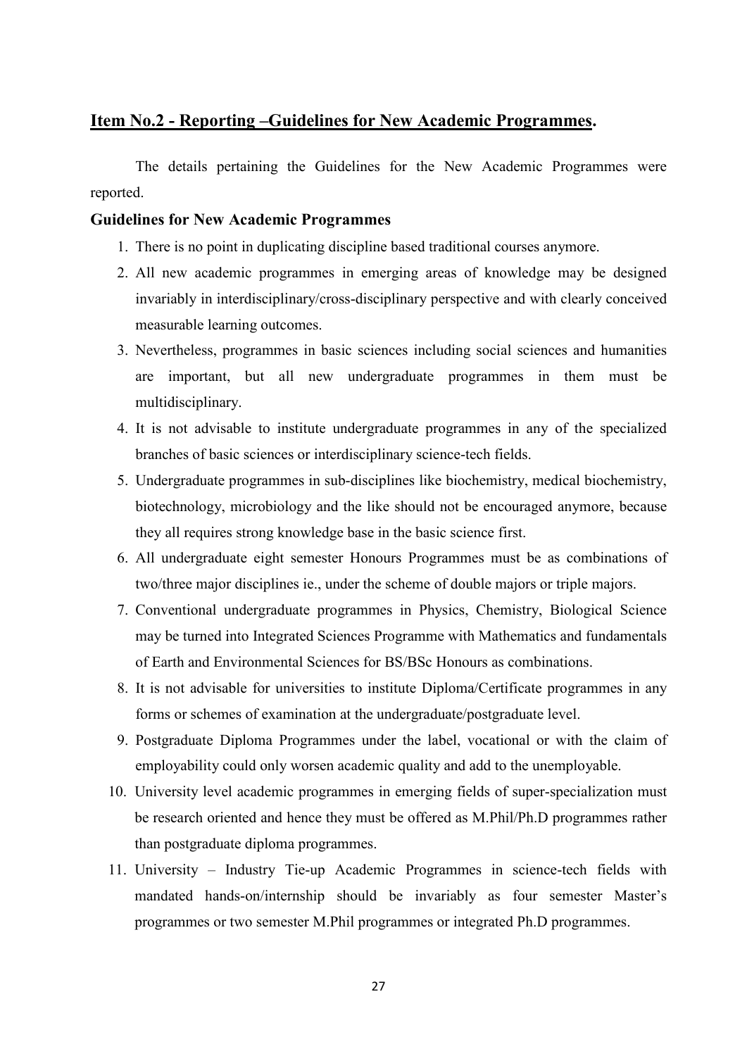## Item No.2 - Reporting –Guidelines for New Academic Programmes.

The details pertaining the Guidelines for the New Academic Programmes were reported.

### Guidelines for New Academic Programmes

1. There is no point in duplicating discipline based traditional courses anymore.
2. All new academic programmes in emerging areas of knowledge may be designed invariably in interdisciplinary/cross-disciplinary perspective and with clearly conceived measurable learning outcomes.
3. Nevertheless, programmes in basic sciences including social sciences and humanities are important, but all new undergraduate programmes in them must be multidisciplinary.
4. It is not advisable to institute undergraduate programmes in any of the specialized branches of basic sciences or interdisciplinary science-tech fields.
5. Undergraduate programmes in sub-disciplines like biochemistry, medical biochemistry, biotechnology, microbiology and the like should not be encouraged anymore, because they all requires strong knowledge base in the basic science first.
6. All undergraduate eight semester Honours Programmes must be as combinations of two/three major disciplines ie., under the scheme of double majors or triple majors.
7. Conventional undergraduate programmes in Physics, Chemistry, Biological Science may be turned into Integrated Sciences Programme with Mathematics and fundamentals of Earth and Environmental Sciences for BS/BSc Honours as combinations.
8. It is not advisable for universities to institute Diploma/Certificate programmes in any forms or schemes of examination at the undergraduate/postgraduate level.
9. Postgraduate Diploma Programmes under the label, vocational or with the claim of employability could only worsen academic quality and add to the unemployable.
10. University level academic programmes in emerging fields of super-specialization must be research oriented and hence they must be offered as M.Phil/Ph.D programmes rather than postgraduate diploma programmes.
11. University – Industry Tie-up Academic Programmes in science-tech fields with mandated hands-on/internship should be invariably as four semester Master's programmes or two semester M.Phil programmes or integrated Ph.D programmes.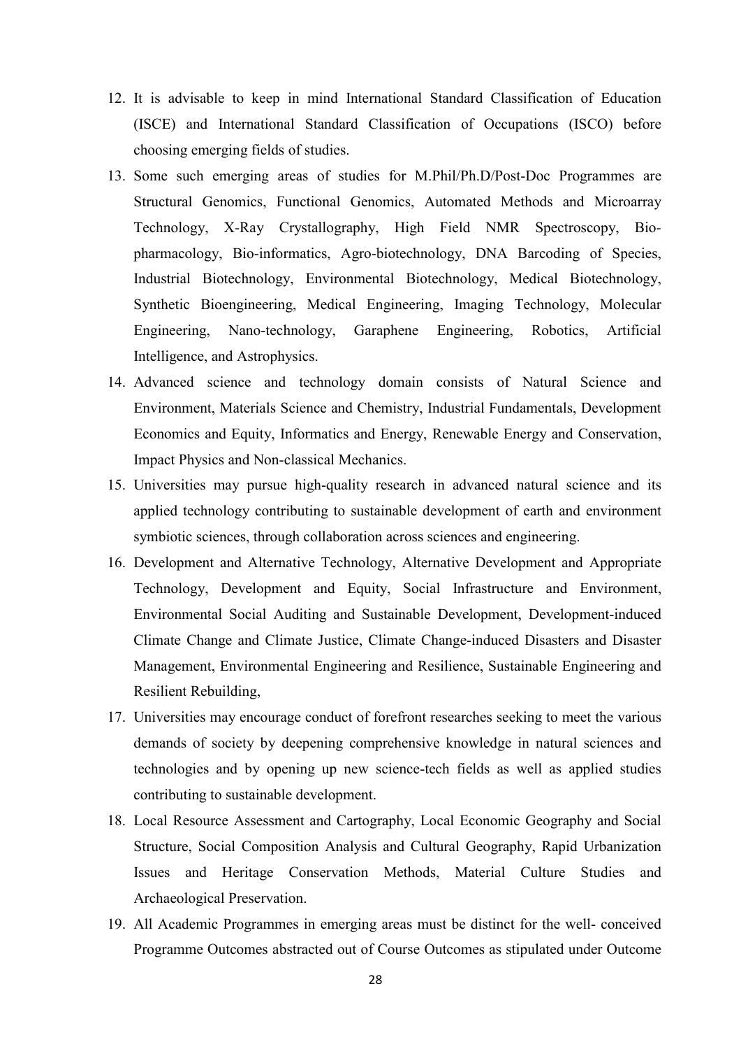12. It is advisable to keep in mind International Standard Classification of Education (ISCE) and International Standard Classification of Occupations (ISCO) before choosing emerging fields of studies.
13. Some such emerging areas of studies for M.Phil/Ph.D/Post-Doc Programmes are Structural Genomics, Functional Genomics, Automated Methods and Microarray Technology, X-Ray Crystallography, High Field NMR Spectroscopy, Bio-pharmacology, Bio-informatics, Agro-biotechnology, DNA Barcoding of Species, Industrial Biotechnology, Environmental Biotechnology, Medical Biotechnology, Synthetic Bioengineering, Medical Engineering, Imaging Technology, Molecular Engineering, Nano-technology, Garaphene Engineering, Robotics, Artificial Intelligence, and Astrophysics.
14. Advanced science and technology domain consists of Natural Science and Environment, Materials Science and Chemistry, Industrial Fundamentals, Development Economics and Equity, Informatics and Energy, Renewable Energy and Conservation, Impact Physics and Non-classical Mechanics.
15. Universities may pursue high-quality research in advanced natural science and its applied technology contributing to sustainable development of earth and environment symbiotic sciences, through collaboration across sciences and engineering.
16. Development and Alternative Technology, Alternative Development and Appropriate Technology, Development and Equity, Social Infrastructure and Environment, Environmental Social Auditing and Sustainable Development, Development-induced Climate Change and Climate Justice, Climate Change-induced Disasters and Disaster Management, Environmental Engineering and Resilience, Sustainable Engineering and Resilient Rebuilding,
17. Universities may encourage conduct of forefront researches seeking to meet the various demands of society by deepening comprehensive knowledge in natural sciences and technologies and by opening up new science-tech fields as well as applied studies contributing to sustainable development.
18. Local Resource Assessment and Cartography, Local Economic Geography and Social Structure, Social Composition Analysis and Cultural Geography, Rapid Urbanization Issues and Heritage Conservation Methods, Material Culture Studies and Archaeological Preservation.
19. All Academic Programmes in emerging areas must be distinct for the well- conceived Programme Outcomes abstracted out of Course Outcomes as stipulated under Outcome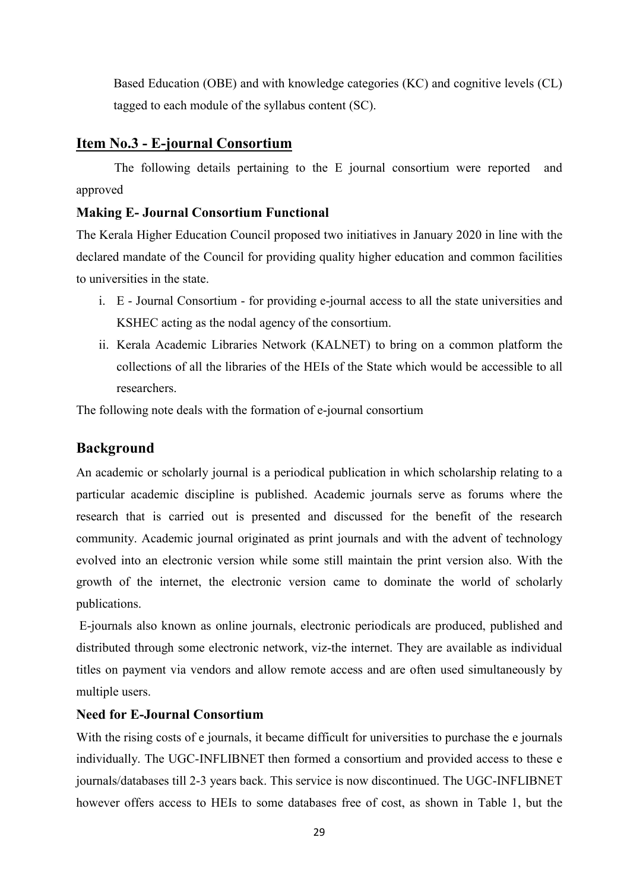Based Education (OBE) and with knowledge categories (KC) and cognitive levels (CL) tagged to each module of the syllabus content (SC).

## Item No.3 - E-journal Consortium

The following details pertaining to the E journal consortium were reported and approved

### Making E- Journal Consortium Functional

The Kerala Higher Education Council proposed two initiatives in January 2020 in line with the declared mandate of the Council for providing quality higher education and common facilities to universities in the state.

i. E - Journal Consortium - for providing e-journal access to all the state universities and KSHEC acting as the nodal agency of the consortium.
ii. Kerala Academic Libraries Network (KALNET) to bring on a common platform the collections of all the libraries of the HEIs of the State which would be accessible to all researchers.

The following note deals with the formation of e-journal consortium

## Background

An academic or scholarly journal is a periodical publication in which scholarship relating to a particular academic discipline is published. Academic journals serve as forums where the research that is carried out is presented and discussed for the benefit of the research community. Academic journal originated as print journals and with the advent of technology evolved into an electronic version while some still maintain the print version also. With the growth of the internet, the electronic version came to dominate the world of scholarly publications.

E-journals also known as online journals, electronic periodicals are produced, published and distributed through some electronic network, viz-the internet. They are available as individual titles on payment via vendors and allow remote access and are often used simultaneously by multiple users.

### Need for E-Journal Consortium

With the rising costs of e journals, it became difficult for universities to purchase the e journals individually. The UGC-INFLIBNET then formed a consortium and provided access to these e journals/databases till 2-3 years back. This service is now discontinued. The UGC-INFLIBNET however offers access to HEIs to some databases free of cost, as shown in Table 1, but the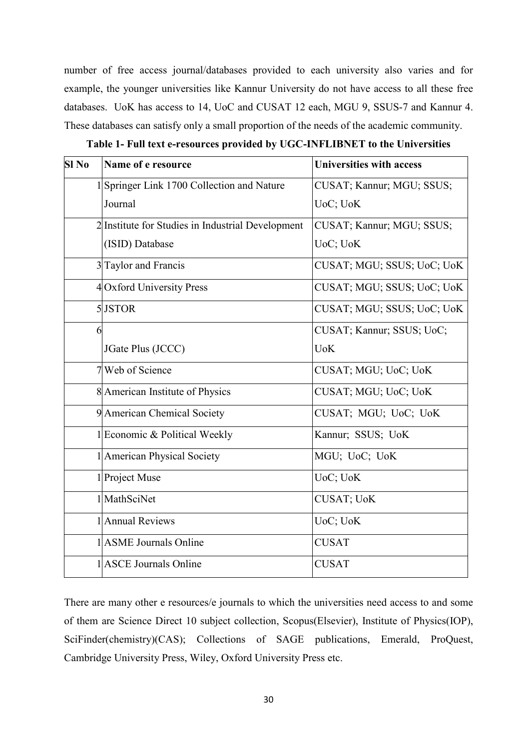number of free access journal/databases provided to each university also varies and for example, the younger universities like Kannur University do not have access to all these free databases. UoK has access to 14, UoC and CUSAT 12 each, MGU 9, SSUS-7 and Kannur 4. These databases can satisfy only a small proportion of the needs of the academic community.

**Table 1- Full text e-resources provided by UGC-INFLIBNET to the Universities**

| Sl No | Name of e resource | Universities with access |
|---|---|---|
| 1 | Springer Link 1700 Collection and Nature Journal | CUSAT; Kannur; MGU; SSUS; UoC; UoK |
| 2 | Institute for Studies in Industrial Development (ISID) Database | CUSAT; Kannur; MGU; SSUS; UoC; UoK |
| 3 | Taylor and Francis | CUSAT; MGU; SSUS; UoC; UoK |
| 4 | Oxford University Press | CUSAT; MGU; SSUS; UoC; UoK |
| 5 | JSTOR | CUSAT; MGU; SSUS; UoC; UoK |
| 6 | JGate Plus (JCCC) | CUSAT; Kannur; SSUS; UoC; UoK |
| 7 | Web of Science | CUSAT; MGU; UoC; UoK |
| 8 | American Institute of Physics | CUSAT; MGU; UoC; UoK |
| 9 | American Chemical Society | CUSAT; MGU; UoC; UoK |
| 1 | Economic & Political Weekly | Kannur; SSUS; UoK |
| 1 | American Physical Society | MGU; UoC; UoK |
| 1 | Project Muse | UoC; UoK |
| 1 | MathSciNet | CUSAT; UoK |
| 1 | Annual Reviews | UoC; UoK |
| 1 | ASME Journals Online | CUSAT |
| 1 | ASCE Journals Online | CUSAT |

There are many other e resources/e journals to which the universities need access to and some of them are Science Direct 10 subject collection, Scopus(Elsevier), Institute of Physics(IOP), SciFinder(chemistry)(CAS); Collections of SAGE publications, Emerald, ProQuest, Cambridge University Press, Wiley, Oxford University Press etc.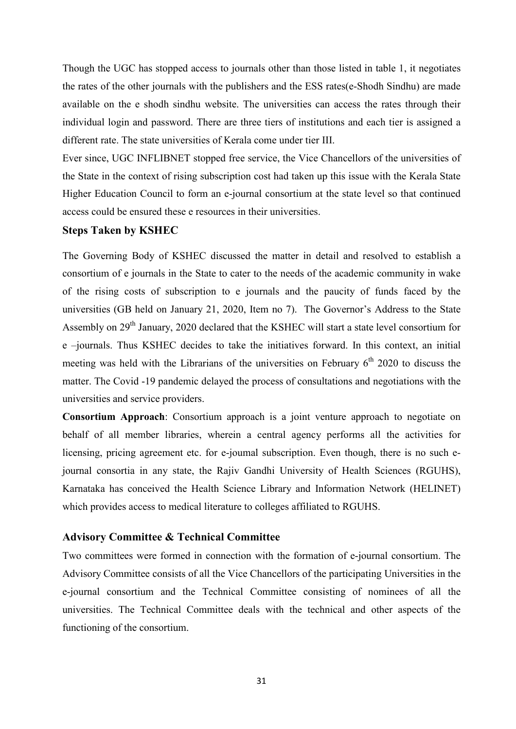Though the UGC has stopped access to journals other than those listed in table 1, it negotiates the rates of the other journals with the publishers and the ESS rates(e-Shodh Sindhu) are made available on the e shodh sindhu website. The universities can access the rates through their individual login and password. There are three tiers of institutions and each tier is assigned a different rate. The state universities of Kerala come under tier III.

Ever since, UGC INFLIBNET stopped free service, the Vice Chancellors of the universities of the State in the context of rising subscription cost had taken up this issue with the Kerala State Higher Education Council to form an e-journal consortium at the state level so that continued access could be ensured these e resources in their universities.

### Steps Taken by KSHEC

The Governing Body of KSHEC discussed the matter in detail and resolved to establish a consortium of e journals in the State to cater to the needs of the academic community in wake of the rising costs of subscription to e journals and the paucity of funds faced by the universities (GB held on January 21, 2020, Item no 7). The Governor's Address to the State Assembly on 29th January, 2020 declared that the KSHEC will start a state level consortium for e –journals. Thus KSHEC decides to take the initiatives forward. In this context, an initial meeting was held with the Librarians of the universities on February 6th 2020 to discuss the matter. The Covid -19 pandemic delayed the process of consultations and negotiations with the universities and service providers.

**Consortium Approach**: Consortium approach is a joint venture approach to negotiate on behalf of all member libraries, wherein a central agency performs all the activities for licensing, pricing agreement etc. for e-joumal subscription. Even though, there is no such e-journal consortia in any state, the Rajiv Gandhi University of Health Sciences (RGUHS), Karnataka has conceived the Health Science Library and Information Network (HELINET) which provides access to medical literature to colleges affiliated to RGUHS.

### Advisory Committee & Technical Committee

Two committees were formed in connection with the formation of e-journal consortium. The Advisory Committee consists of all the Vice Chancellors of the participating Universities in the e-journal consortium and the Technical Committee consisting of nominees of all the universities. The Technical Committee deals with the technical and other aspects of the functioning of the consortium.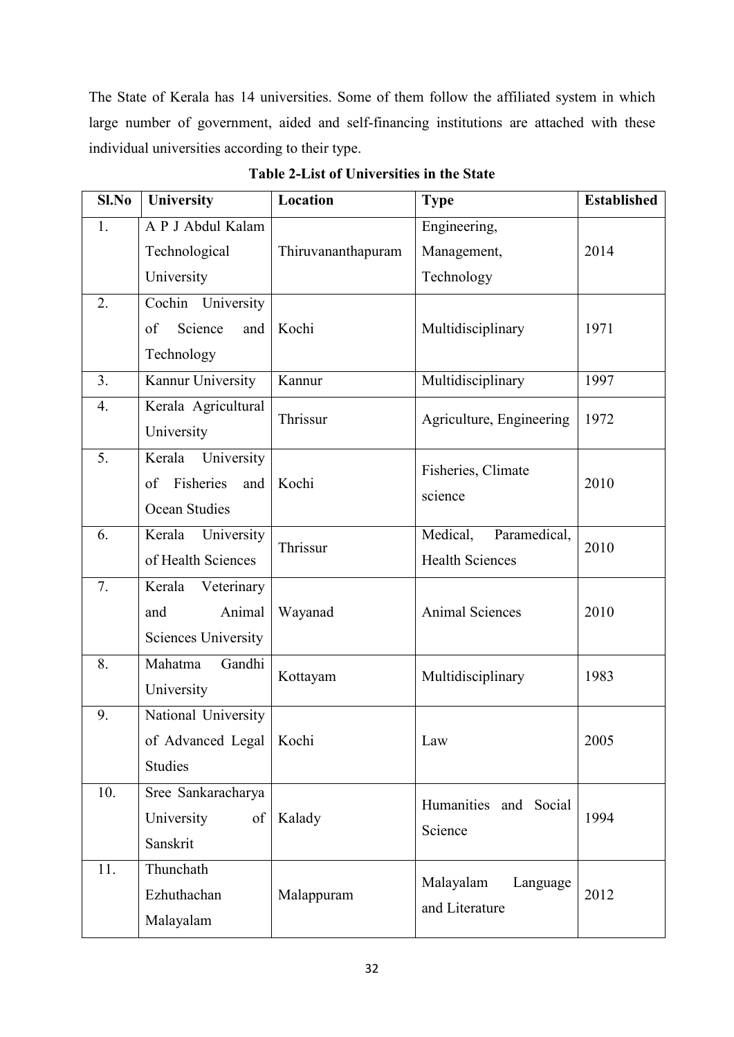The State of Kerala has 14 universities. Some of them follow the affiliated system in which large number of government, aided and self-financing institutions are attached with these individual universities according to their type.

**Table 2-List of Universities in the State**

| Sl.No | University | Location | Type | Established |
|---|---|---|---|---|
| 1. | A P J Abdul Kalam Technological University | Thiruvananthapuram | Engineering, Management, Technology | 2014 |
| 2. | Cochin University of Science and Technology | Kochi | Multidisciplinary | 1971 |
| 3. | Kannur University | Kannur | Multidisciplinary | 1997 |
| 4. | Kerala Agricultural University | Thrissur | Agriculture, Engineering | 1972 |
| 5. | Kerala University of Fisheries and Ocean Studies | Kochi | Fisheries, Climate science | 2010 |
| 6. | Kerala University of Health Sciences | Thrissur | Medical, Paramedical, Health Sciences | 2010 |
| 7. | Kerala Veterinary and Animal Sciences University | Wayanad | Animal Sciences | 2010 |
| 8. | Mahatma Gandhi University | Kottayam | Multidisciplinary | 1983 |
| 9. | National University of Advanced Legal Studies | Kochi | Law | 2005 |
| 10. | Sree Sankaracharya University of Sanskrit | Kalady | Humanities and Social Science | 1994 |
| 11. | Thunchath Ezhuthachan Malayalam | Malappuram | Malayalam Language and Literature | 2012 |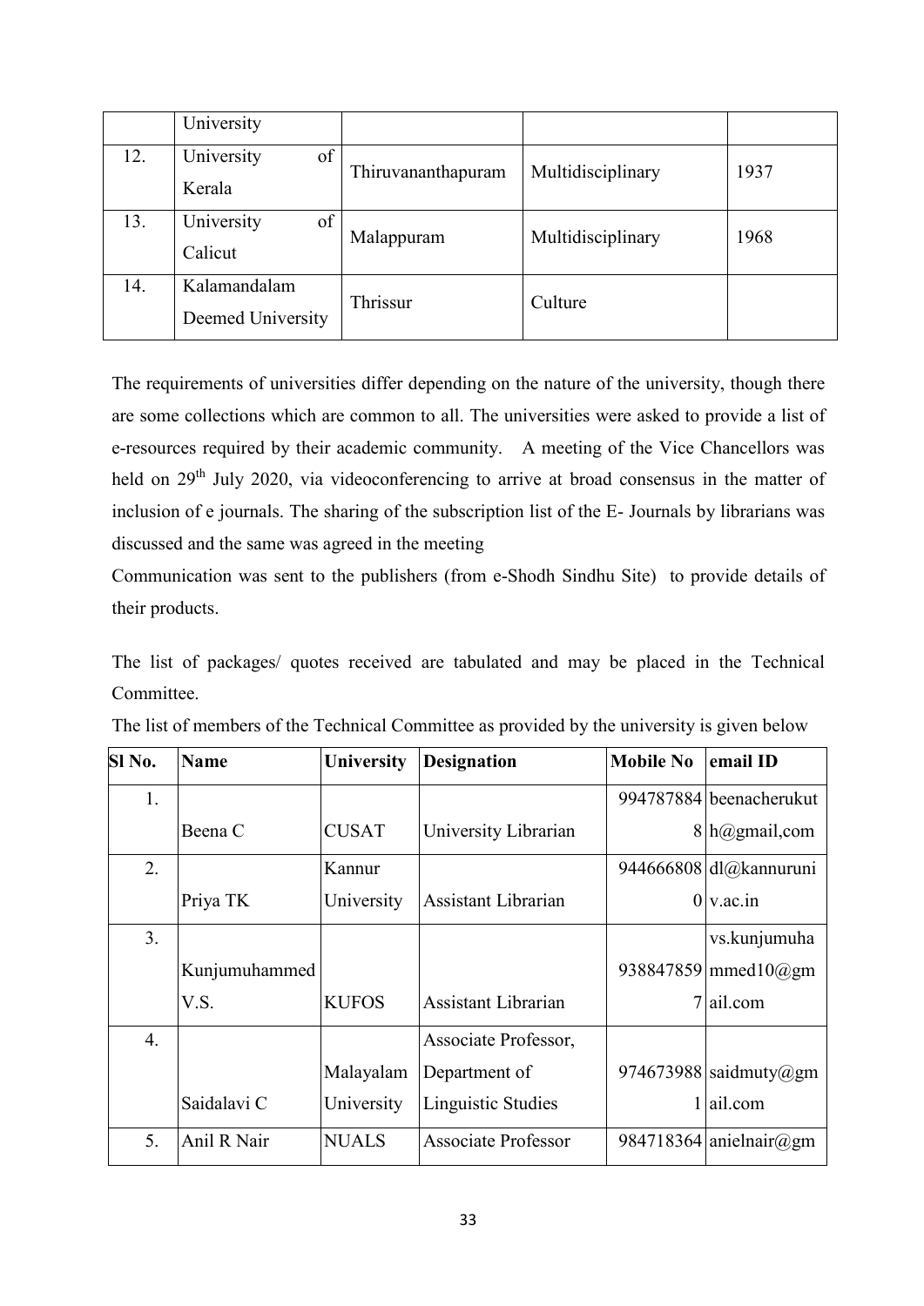|  | University |  |  |  |
|---|---|---|---|---|
| 12. | University of Kerala | Thiruvananthapuram | Multidisciplinary | 1937 |
| 13. | University of Calicut | Malappuram | Multidisciplinary | 1968 |
| 14. | Kalamandalam Deemed University | Thrissur | Culture |  |

The requirements of universities differ depending on the nature of the university, though there are some collections which are common to all. The universities were asked to provide a list of e-resources required by their academic community. A meeting of the Vice Chancellors was held on 29th July 2020, via videoconferencing to arrive at broad consensus in the matter of inclusion of e journals. The sharing of the subscription list of the E- Journals by librarians was discussed and the same was agreed in the meeting

Communication was sent to the publishers (from e-Shodh Sindhu Site) to provide details of their products.

The list of packages/ quotes received are tabulated and may be placed in the Technical Committee.

The list of members of the Technical Committee as provided by the university is given below

| Sl No. | Name | University | Designation | Mobile No | email ID |
|---|---|---|---|---|---|
| 1. | Beena C | CUSAT | University Librarian | 9947878848 | beenacherukuth@gmail,com |
| 2. | Priya TK | Kannur University | Assistant Librarian | 9446668080 | dl@kannuruniv.ac.in |
| 3. | Kunjumuhammed V.S. | KUFOS | Assistant Librarian | 9388478597 | vs.kunjumuhammed10@gmail.com |
| 4. | Saidalavi C | Malayalam University | Associate Professor, Department of Linguistic Studies | 9746739881 | saidmuty@gmail.com |
| 5. | Anil R Nair | NUALS | Associate Professor | 984718364 | anielnair@gm |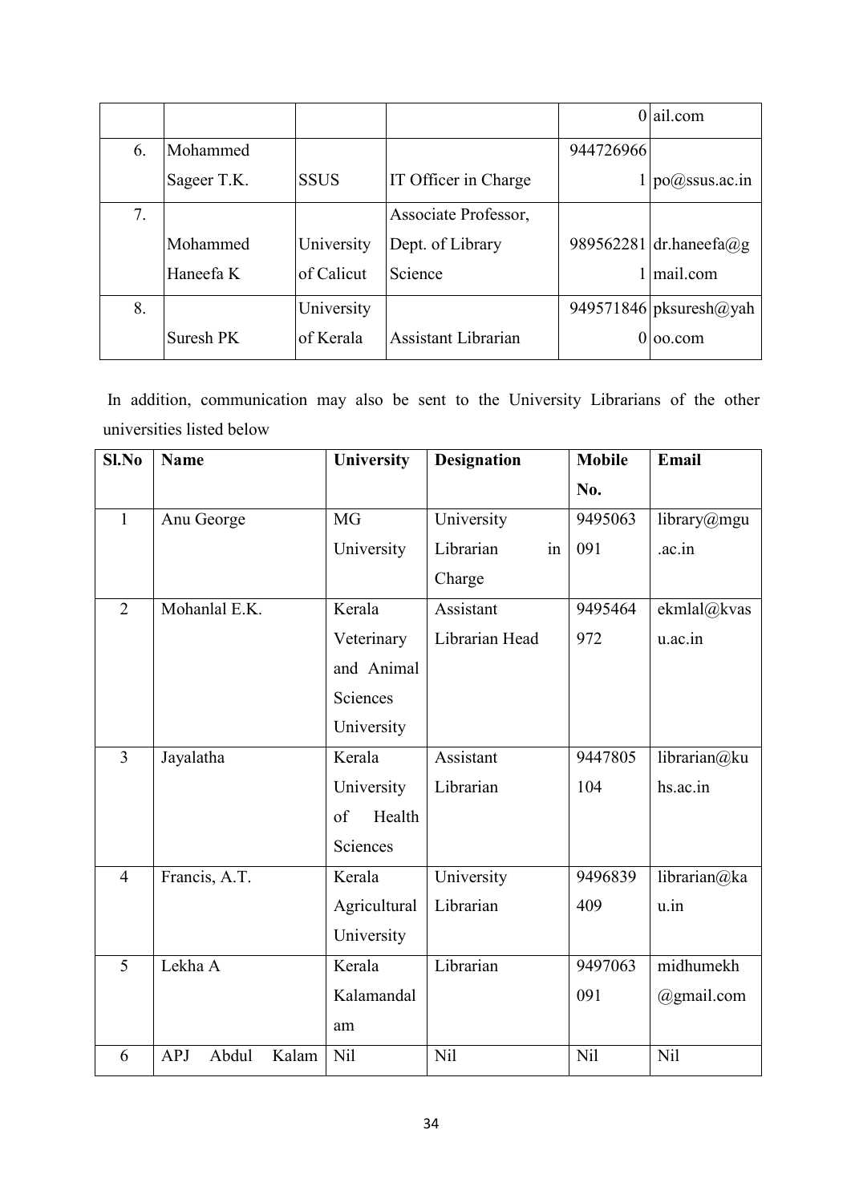|  |  |  |  | 0 | ail.com |
|---|---|---|---|---|---|
| 6. | Mohammed Sageer T.K. | SSUS | IT Officer in Charge | 9447269661 | po@ssus.ac.in |
| 7. | Mohammed Haneefa K | University of Calicut | Associate Professor, Dept. of Library Science | 9895622811 | dr.haneefa@gmail.com |
| 8. | Suresh PK | University of Kerala | Assistant Librarian | 9495718460 | pksuresh@yahoo.com |

In addition, communication may also be sent to the University Librarians of the other universities listed below

| Sl.No | Name | University | Designation | Mobile No. | Email |
|---|---|---|---|---|---|
| 1 | Anu George | MG University | University Librarian in Charge | 9495063091 | library@mgu.ac.in |
| 2 | Mohanlal E.K. | Kerala Veterinary and Animal Sciences University | Assistant Librarian Head | 9495464972 | ekmlal@kvasu.ac.in |
| 3 | Jayalatha | Kerala University of Health Sciences | Assistant Librarian | 9447805104 | librarian@kuhs.ac.in |
| 4 | Francis, A.T. | Kerala Agricultural University | University Librarian | 9496839409 | librarian@kau.in |
| 5 | Lekha A | Kerala Kalamandalam | Librarian | 9497063091 | midhumekh@gmail.com |
| 6 | APJ Abdul Kalam | Nil | Nil | Nil | Nil |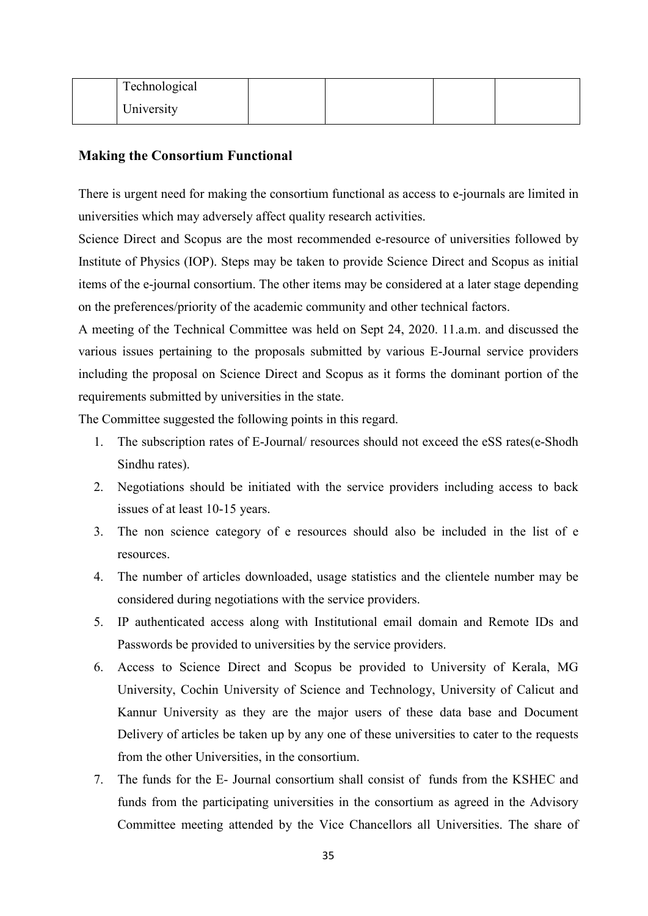|  | Technological University |  |  |  |  |
|---|---|---|---|---|---|

## Making the Consortium Functional

There is urgent need for making the consortium functional as access to e-journals are limited in universities which may adversely affect quality research activities.

Science Direct and Scopus are the most recommended e-resource of universities followed by Institute of Physics (IOP). Steps may be taken to provide Science Direct and Scopus as initial items of the e-journal consortium. The other items may be considered at a later stage depending on the preferences/priority of the academic community and other technical factors.

A meeting of the Technical Committee was held on Sept 24, 2020. 11.a.m. and discussed the various issues pertaining to the proposals submitted by various E-Journal service providers including the proposal on Science Direct and Scopus as it forms the dominant portion of the requirements submitted by universities in the state.

The Committee suggested the following points in this regard.

1. The subscription rates of E-Journal/ resources should not exceed the eSS rates(e-Shodh Sindhu rates).
2. Negotiations should be initiated with the service providers including access to back issues of at least 10-15 years.
3. The non science category of e resources should also be included in the list of e resources.
4. The number of articles downloaded, usage statistics and the clientele number may be considered during negotiations with the service providers.
5. IP authenticated access along with Institutional email domain and Remote IDs and Passwords be provided to universities by the service providers.
6. Access to Science Direct and Scopus be provided to University of Kerala, MG University, Cochin University of Science and Technology, University of Calicut and Kannur University as they are the major users of these data base and Document Delivery of articles be taken up by any one of these universities to cater to the requests from the other Universities, in the consortium.
7. The funds for the E- Journal consortium shall consist of funds from the KSHEC and funds from the participating universities in the consortium as agreed in the Advisory Committee meeting attended by the Vice Chancellors all Universities. The share of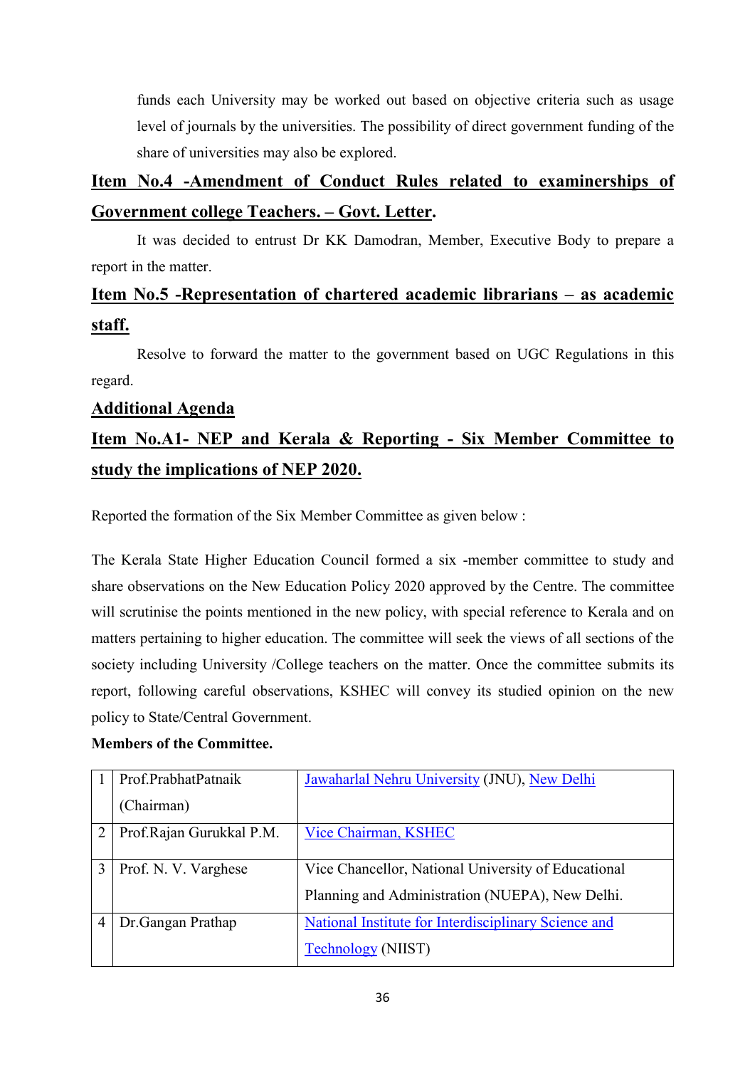funds each University may be worked out based on objective criteria such as usage level of journals by the universities. The possibility of direct government funding of the share of universities may also be explored.

## Item No.4 -Amendment of Conduct Rules related to examinerships of Government college Teachers. – Govt. Letter.

It was decided to entrust Dr KK Damodran, Member, Executive Body to prepare a report in the matter.

## Item No.5 -Representation of chartered academic librarians – as academic staff.

Resolve to forward the matter to the government based on UGC Regulations in this regard.

## Additional Agenda

## Item No.A1- NEP and Kerala & Reporting - Six Member Committee to study the implications of NEP 2020.

Reported the formation of the Six Member Committee as given below :

The Kerala State Higher Education Council formed a six -member committee to study and share observations on the New Education Policy 2020 approved by the Centre. The committee will scrutinise the points mentioned in the new policy, with special reference to Kerala and on matters pertaining to higher education. The committee will seek the views of all sections of the society including University /College teachers on the matter. Once the committee submits its report, following careful observations, KSHEC will convey its studied opinion on the new policy to State/Central Government.

**Members of the Committee.**

| | | |
|---|---|---|
| 1 | Prof.PrabhatPatnaik (Chairman) | Jawaharlal Nehru University (JNU), New Delhi |
| 2 | Prof.Rajan Gurukkal P.M. | Vice Chairman, KSHEC |
| 3 | Prof. N. V. Varghese | Vice Chancellor, National University of Educational Planning and Administration (NUEPA), New Delhi. |
| 4 | Dr.Gangan Prathap | National Institute for Interdisciplinary Science and Technology (NIIST) |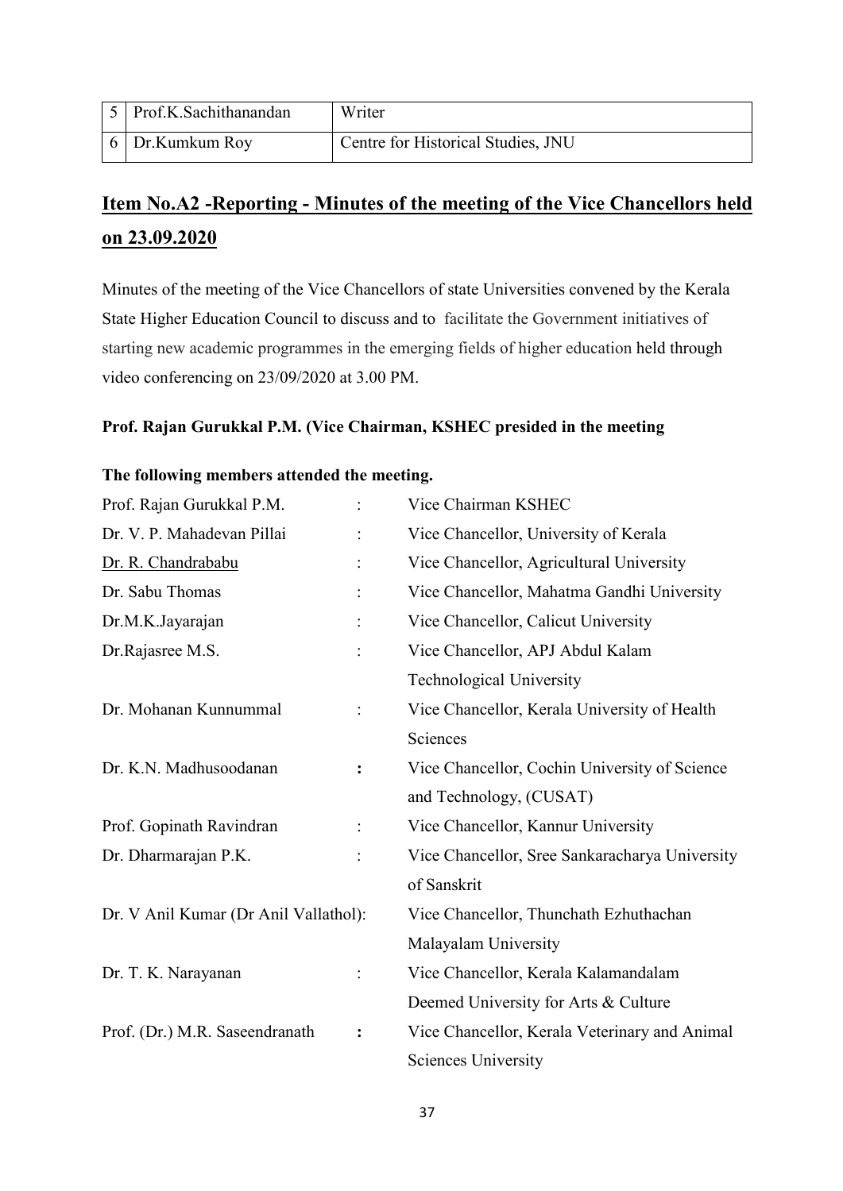| 5 | Prof.K.Sachithanandan | Writer |
|---|---|---|
| 6 | Dr.Kumkum Roy | Centre for Historical Studies, JNU |

## Item No.A2 -Reporting - Minutes of the meeting of the Vice Chancellors held on 23.09.2020

Minutes of the meeting of the Vice Chancellors of state Universities convened by the Kerala State Higher Education Council to discuss and to facilitate the Government initiatives of starting new academic programmes in the emerging fields of higher education held through video conferencing on 23/09/2020 at 3.00 PM.

**Prof. Rajan Gurukkal P.M. (Vice Chairman, KSHEC presided in the meeting**

**The following members attended the meeting.**

| | | |
|---|---|---|
| Prof. Rajan Gurukkal P.M. | : | Vice Chairman KSHEC |
| Dr. V. P. Mahadevan Pillai | : | Vice Chancellor, University of Kerala |
| Dr. R. Chandrababu | : | Vice Chancellor, Agricultural University |
| Dr. Sabu Thomas | : | Vice Chancellor, Mahatma Gandhi University |
| Dr.M.K.Jayarajan | : | Vice Chancellor, Calicut University |
| Dr.Rajasree M.S. | : | Vice Chancellor, APJ Abdul Kalam Technological University |
| Dr. Mohanan Kunnummal | : | Vice Chancellor, Kerala University of Health Sciences |
| Dr. K.N. Madhusoodanan | : | Vice Chancellor, Cochin University of Science and Technology, (CUSAT) |
| Prof. Gopinath Ravindran | : | Vice Chancellor, Kannur University |
| Dr. Dharmarajan P.K. | : | Vice Chancellor, Sree Sankaracharya University of Sanskrit |
| Dr. V Anil Kumar (Dr Anil Vallathol) | : | Vice Chancellor, Thunchath Ezhuthachan Malayalam University |
| Dr. T. K. Narayanan | : | Vice Chancellor, Kerala Kalamandalam Deemed University for Arts & Culture |
| Prof. (Dr.) M.R. Saseendranath | : | Vice Chancellor, Kerala Veterinary and Animal Sciences University |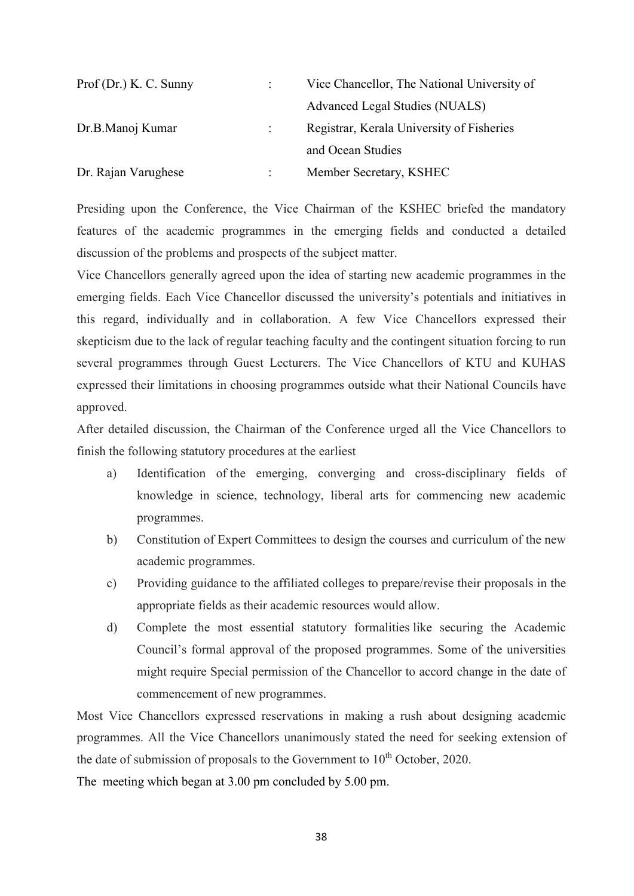| | | |
|---|---|---|
| Prof (Dr.) K. C. Sunny | : | Vice Chancellor, The National University of Advanced Legal Studies (NUALS) |
| Dr.B.Manoj Kumar | : | Registrar, Kerala University of Fisheries and Ocean Studies |
| Dr. Rajan Varughese | : | Member Secretary, KSHEC |

Presiding upon the Conference, the Vice Chairman of the KSHEC briefed the mandatory features of the academic programmes in the emerging fields and conducted a detailed discussion of the problems and prospects of the subject matter.

Vice Chancellors generally agreed upon the idea of starting new academic programmes in the emerging fields. Each Vice Chancellor discussed the university's potentials and initiatives in this regard, individually and in collaboration. A few Vice Chancellors expressed their skepticism due to the lack of regular teaching faculty and the contingent situation forcing to run several programmes through Guest Lecturers. The Vice Chancellors of KTU and KUHAS expressed their limitations in choosing programmes outside what their National Councils have approved.

After detailed discussion, the Chairman of the Conference urged all the Vice Chancellors to finish the following statutory procedures at the earliest

a) Identification of the emerging, converging and cross-disciplinary fields of knowledge in science, technology, liberal arts for commencing new academic programmes.

b) Constitution of Expert Committees to design the courses and curriculum of the new academic programmes.

c) Providing guidance to the affiliated colleges to prepare/revise their proposals in the appropriate fields as their academic resources would allow.

d) Complete the most essential statutory formalities like securing the Academic Council's formal approval of the proposed programmes. Some of the universities might require Special permission of the Chancellor to accord change in the date of commencement of new programmes.

Most Vice Chancellors expressed reservations in making a rush about designing academic programmes. All the Vice Chancellors unanimously stated the need for seeking extension of the date of submission of proposals to the Government to 10th October, 2020.

The meeting which began at 3.00 pm concluded by 5.00 pm.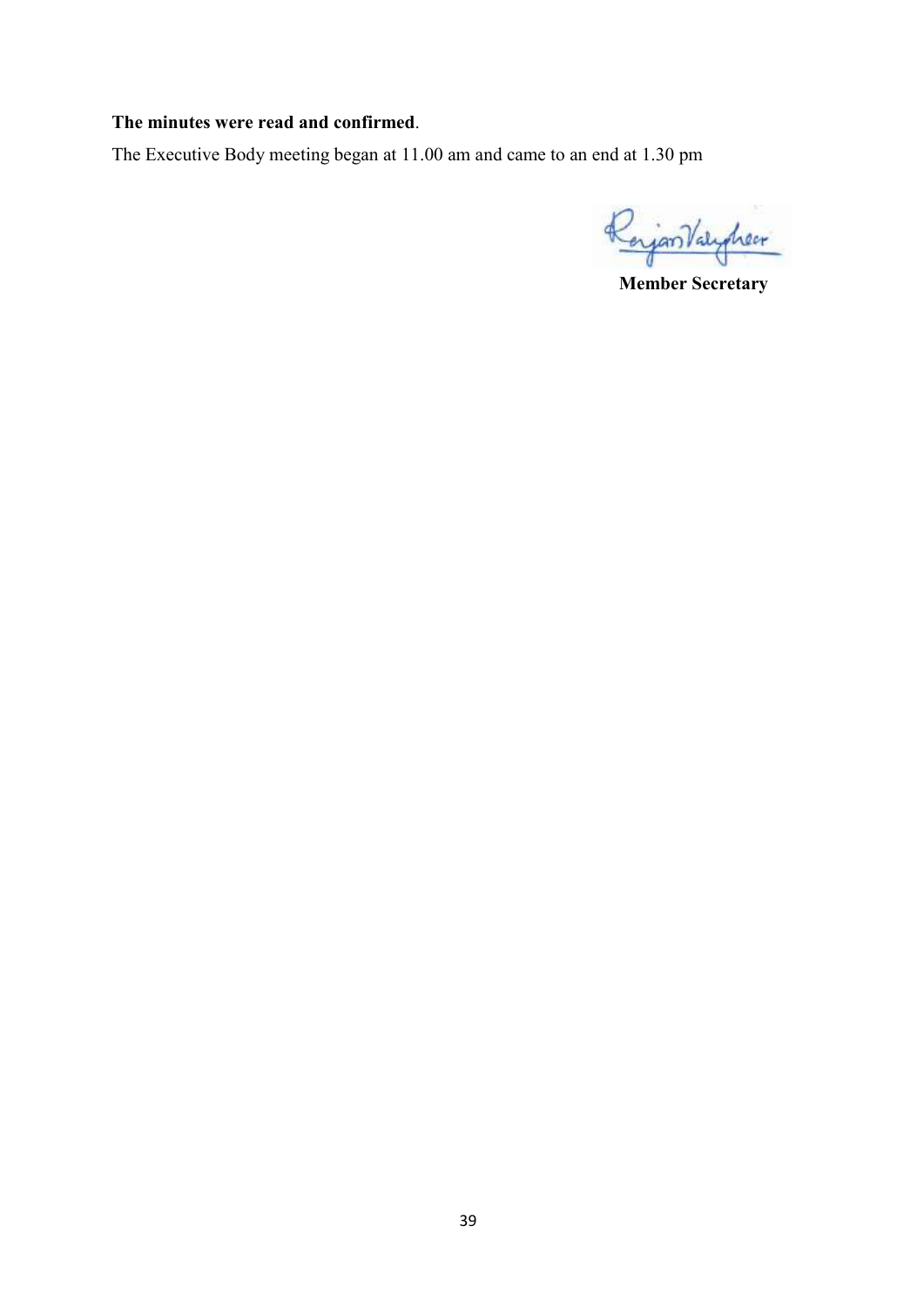**The minutes were read and confirmed**.

The Executive Body meeting began at 11.00 am and came to an end at 1.30 pm

**Member Secretary**